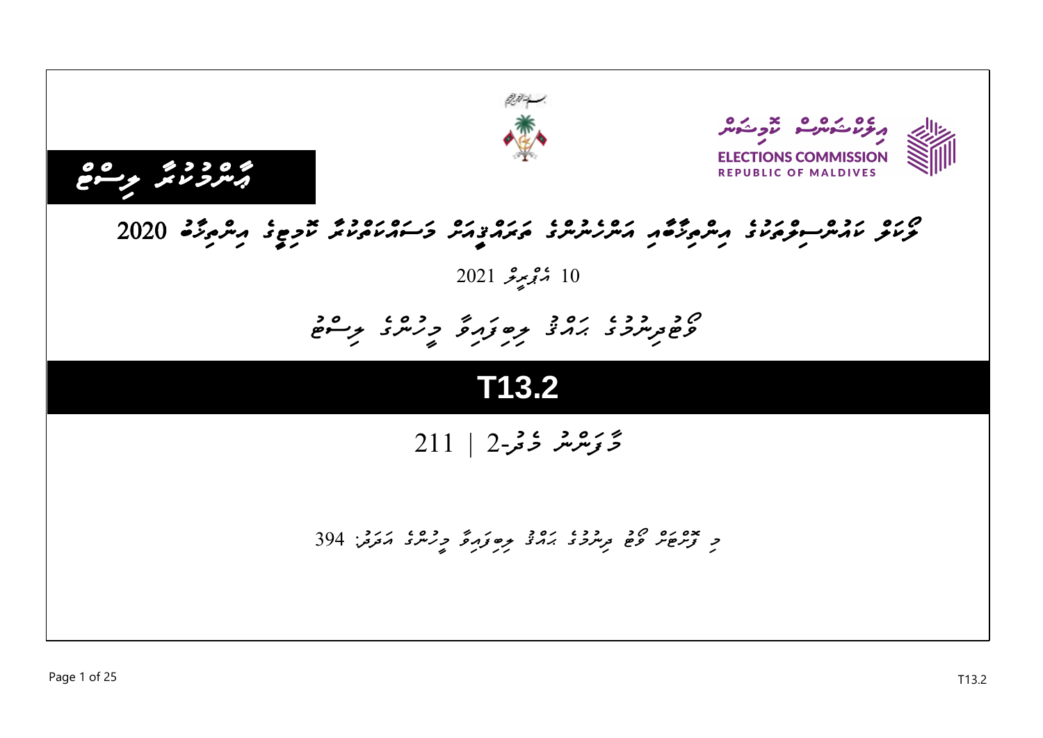އިލެކްޝަންސް ކޮމިޝަން

ELECTIONS COMMISSION

REPUBLIC OF MALDIVES

އަންނުވުނު ލިސްޓް

# ލޯކަލް ކައުންސިލްތަކުގެ އިންތިޚާބާއި އަންހެނުންގެ ތަރައްޤީއަށް މަސައްކަތްކުރާ ކޮމިޓީގެ އިންތިޚާބު 2020

10 އޭޕްރިލް 2021

ވޯޓުދިނުމުގެ ހައްޤު ލިބިފައިވާ މީހުންގެ ލިސްޓު

# T13.2

## މާފަންނު ދާއިރާ-2 | 211

މި ފޮށިބަން ވޯޓު ދިނުމުގެ ހައްޤު ލިބިފައިވާ މީހުންގެ އަދަދު: 394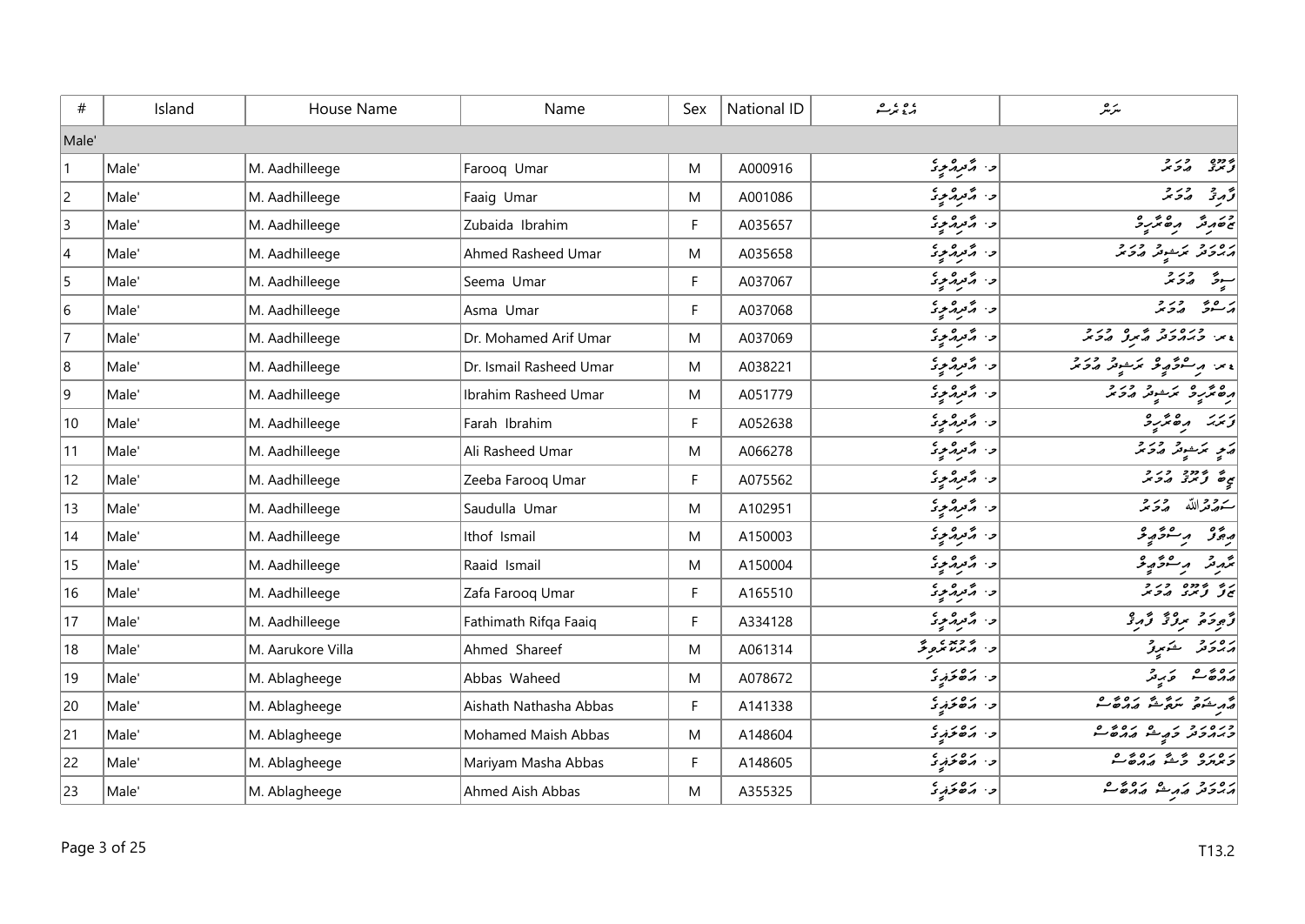| # | Island | House Name | Name | Sex | National ID | ގެއެގެ ނަން | ނަން |
|---|---|---|---|---|---|---|---|
| Male' | | | | | | | |
| 1 | Male' | M. Aadhilleege | Farooq Umar | M | A000916 | މ. އާދިއްލީގެ | ފާރޫޤު އުމަރު |
| 2 | Male' | M. Aadhilleege | Faaig Umar | M | A001086 | މ. އާދިއްލީގެ | ފާއިޤު އުމަރު |
| 3 | Male' | M. Aadhilleege | Zubaida Ibrahim | F | A035657 | މ. އާދިއްލީގެ | ޒުބައިދާ އިބްރާހީމް |
| 4 | Male' | M. Aadhilleege | Ahmed Rasheed Umar | M | A035658 | މ. އާދިއްލީގެ | އަޙްމަދު ރަޝީދު އުމަރު |
| 5 | Male' | M. Aadhilleege | Seema Umar | F | A037067 | މ. އާދިއްލީގެ | ސީމާ އުމަރު |
| 6 | Male' | M. Aadhilleege | Asma Umar | F | A037068 | މ. އާދިއްލީގެ | އަސްމާ އުމަރު |
| 7 | Male' | M. Aadhilleege | Dr. Mohamed Arif Umar | M | A037069 | މ. އާދިއްލީގެ | ޑރ. މުޙައްމަދު އާރިފު އުމަރު |
| 8 | Male' | M. Aadhilleege | Dr. Ismail Rasheed Umar | M | A038221 | މ. އާދިއްލީގެ | ޑރ. އިސްމާޢީލް ރަޝީދު އުމަރު |
| 9 | Male' | M. Aadhilleege | Ibrahim Rasheed Umar | M | A051779 | މ. އާދިއްލީގެ | އިބްރާހީމް ރަޝީދު އުމަރު |
| 10 | Male' | M. Aadhilleege | Farah Ibrahim | F | A052638 | މ. އާދިއްލީގެ | ފަރަހް އިބްރާހީމް |
| 11 | Male' | M. Aadhilleege | Ali Rasheed Umar | M | A066278 | މ. އާދިއްލީގެ | ޢަލީ ރަޝީދު އުމަރު |
| 12 | Male' | M. Aadhilleege | Zeeba Farooq Umar | F | A075562 | މ. އާދިއްލީގެ | ޒީބާ ފާރޫޤު އުމަރު |
| 13 | Male' | M. Aadhilleege | Saudulla Umar | M | A102951 | މ. އާދިއްލީގެ | ސަޢުދުﷲ އުމަރު |
| 14 | Male' | M. Aadhilleege | Ithof Ismail | M | A150003 | މ. އާދިއްލީގެ | އިތުޙާފް އިސްމާޢީލް |
| 15 | Male' | M. Aadhilleege | Raaid Ismail | M | A150004 | މ. އާދިއްލީގެ | ރާއިދު އިސްމާޢީލް |
| 16 | Male' | M. Aadhilleege | Zafa Farooq Umar | F | A165510 | މ. އާދިއްލީގެ | ޒަފާ ފާރޫޤު އުމަރު |
| 17 | Male' | M. Aadhilleege | Fathimath Rifqa Faaiq | F | A334128 | މ. އާދިއްލީގެ | ފާތިމަތު ރިފްޤާ ފާއިޤު |
| 18 | Male' | M. Aarukore Villa | Ahmed Shareef | M | A061314 | މ. އާރުކޯރެވިލާ | އަޙްމަދު ޝަރީފު |
| 19 | Male' | M. Ablagheege | Abbas Waheed | M | A078672 | މ. އަބްލަޣީގެ | އައްބާސް ވަޙީދު |
| 20 | Male' | M. Ablagheege | Aishath Nathasha Abbas | F | A141338 | މ. އަބްލަޣީގެ | އާއިޝަތު ނަތާޝާ އައްބާސް |
| 21 | Male' | M. Ablagheege | Mohamed Maish Abbas | M | A148604 | މ. އަބްލަޣީގެ | މުޙައްމަދު މައިޝް އައްބާސް |
| 22 | Male' | M. Ablagheege | Mariyam Masha Abbas | F | A148605 | މ. އަބްލަޣީގެ | މަރިޔަމް މާޝާ އައްބާސް |
| 23 | Male' | M. Ablagheege | Ahmed Aish Abbas | M | A355325 | މ. އަބްލަޣީގެ | އަޙްމަދު އައިޝް އައްބާސް |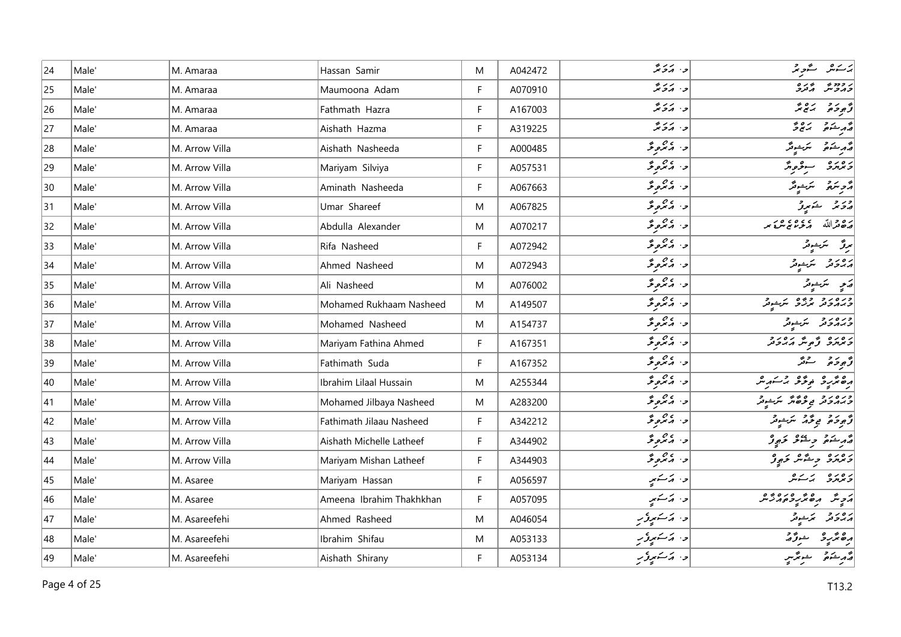| 24 | Male' | M. Amaraa | Hassan Samir | M | A042472 | މ. އަމަރާ | ހަސަން ސާމިރު |
|---|---|---|---|---|---|---|---|
| 25 | Male' | M. Amaraa | Maumoona Adam | F | A070910 | މ. އަމަރާ | މައުމޫނާ އާދަމް |
| 26 | Male' | M. Amaraa | Fathmath Hazra | F | A167003 | މ. އަމަރާ | ފާތިމަތު ހަޒްރާ |
| 27 | Male' | M. Amaraa | Aishath Hazma | F | A319225 | މ. އަމަރާ | އާއިޝަތު ހަޒްމާ |
| 28 | Male' | M. Arrow Villa | Aishath Nasheeda | F | A000485 | މ. އެރޯވިލާ | އާއިޝަތު ނަޝީދާ |
| 29 | Male' | M. Arrow Villa | Mariyam Silviya | F | A057531 | މ. އެރޯވިލާ | މަރިޔަމް ސިލްވިޔާ |
| 30 | Male' | M. Arrow Villa | Aminath Nasheeda | F | A067663 | މ. އެރޯވިލާ | އާމިނަތު ނަޝީދާ |
| 31 | Male' | M. Arrow Villa | Umar Shareef | M | A067825 | މ. އެރޯވިލާ | އުމަރު ޝަރީފު |
| 32 | Male' | M. Arrow Villa | Abdulla Alexander | M | A070217 | މ. އެރޯވިލާ | އަބްދުﷲ އެލެކްޒެންޑަރ |
| 33 | Male' | M. Arrow Villa | Rifa Nasheed | F | A072942 | މ. އެރޯވިލާ | ރިފާ ނަޝީދު |
| 34 | Male' | M. Arrow Villa | Ahmed Nasheed | M | A072943 | މ. އެރޯވިލާ | އަހްމަދު ނަޝީދު |
| 35 | Male' | M. Arrow Villa | Ali Nasheed | M | A076002 | މ. އެރޯވިލާ | އަލި ނަޝީދު |
| 36 | Male' | M. Arrow Villa | Mohamed Rukhaam Nasheed | M | A149507 | މ. އެރޯވިލާ | މުހައްމަދު ރުޚާމް ނަޝީދު |
| 37 | Male' | M. Arrow Villa | Mohamed Nasheed | M | A154737 | މ. އެރޯވިލާ | މުހައްމަދު ނަޝީދު |
| 38 | Male' | M. Arrow Villa | Mariyam Fathina Ahmed | F | A167351 | މ. އެރޯވިލާ | މަރިޔަމް ފާތިނާ އަހްމަދު |
| 39 | Male' | M. Arrow Villa | Fathimath Suda | F | A167352 | މ. އެރޯވިލާ | ފާތިމަތު ސުދާ |
| 40 | Male' | M. Arrow Villa | Ibrahim Lilaal Hussain | M | A255344 | މ. އެރޯވިލާ | އިބްރާހީމް ލިލާލް ހުސައިން |
| 41 | Male' | M. Arrow Villa | Mohamed Jilbaya Nasheed | M | A283200 | މ. އެރޯވިލާ | މުހައްމަދު ޖިލްބާޔާ ނަޝީދު |
| 42 | Male' | M. Arrow Villa | Fathimath Jilaau Nasheed | F | A342212 | މ. އެރޯވިލާ | ފާތިމަތު ޖިލާއު ނަޝީދު |
| 43 | Male' | M. Arrow Villa | Aishath Michelle Latheef | F | A344902 | މ. އެރޯވިލާ | އާއިޝަތު މިޝެލް ލަތީފު |
| 44 | Male' | M. Arrow Villa | Mariyam Mishan Latheef | F | A344903 | މ. އެރޯވިލާ | މަރިޔަމް މިޝާން ލަތީފު |
| 45 | Male' | M. Asaree | Mariyam Hassan | F | A056597 | މ. އަސަރީ | މަރިޔަމް ހަސަން |
| 46 | Male' | M. Asaree | Ameena Ibrahim Thakhkhan | F | A057095 | މ. އަސަރީ | އަމީނާ އިބްރާހީމް ތަޚްޚާން |
| 47 | Male' | M. Asareefehi | Ahmed Rasheed | M | A046054 | މ. އަސަރީފެހި | އަހްމަދު ރަޝީދު |
| 48 | Male' | M. Asareefehi | Ibrahim Shifau | M | A053133 | މ. އަސަރީފެހި | އިބްރާހީމް ޝިފާއު |
| 49 | Male' | M. Asareefehi | Aishath Shirany | F | A053134 | މ. އަސަރީފެހި | އާއިޝަތު ޝިރާނީ |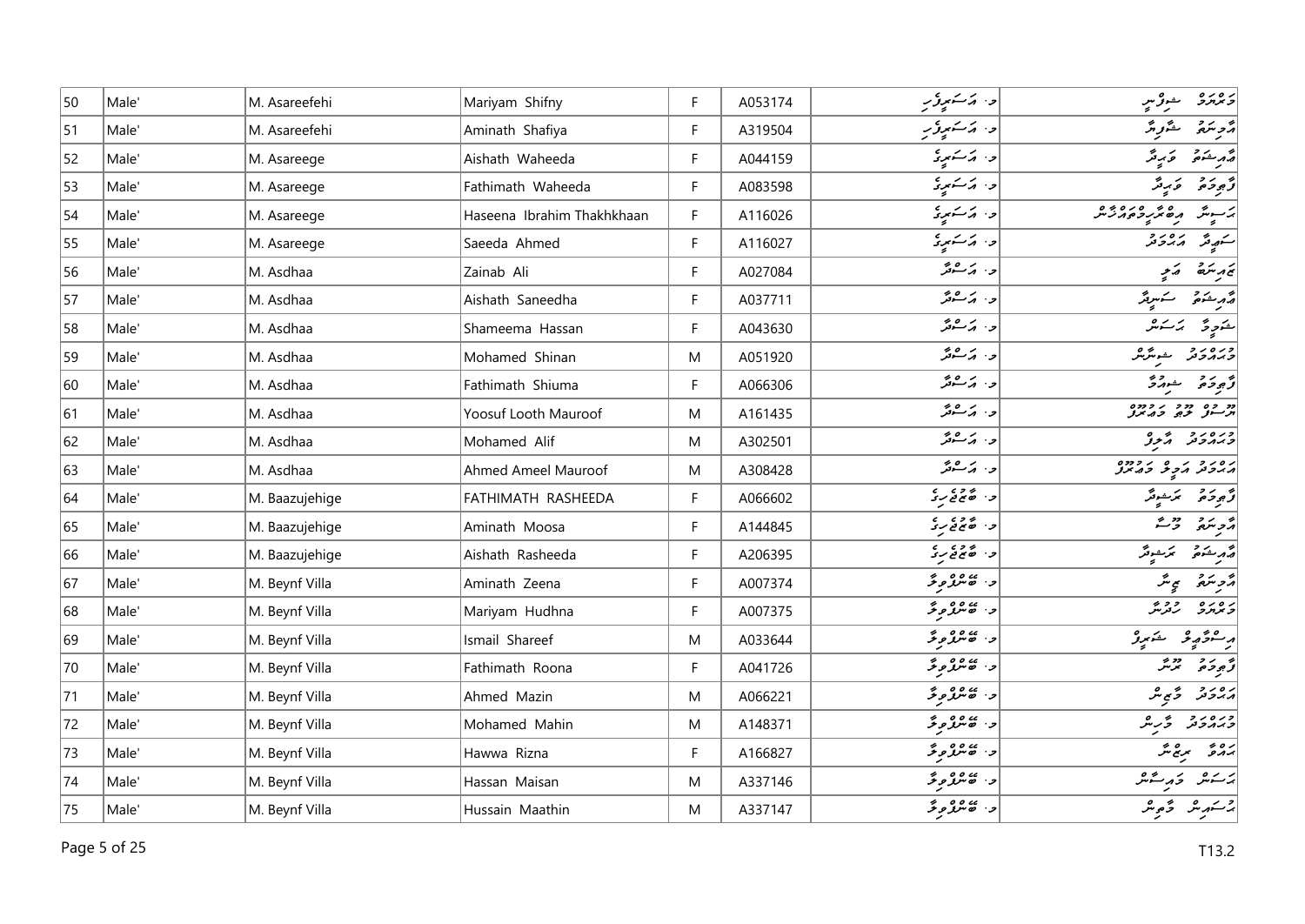| 50 | Male' | M. Asareefehi | Mariyam Shifny | F | A053174 | މ. އަސަރީފެހި | މަރިޔަމް ޝިފްނީ |
|---|---|---|---|---|---|---|---|
| 51 | Male' | M. Asareefehi | Aminath Shafiya | F | A319504 | މ. އަސަރީފެހި | އާމިނަތު ޝާފިޔާ |
| 52 | Male' | M. Asareege | Aishath Waheeda | F | A044159 | މ. އަސަރީގެ | އައިށަތު ވަޙީދާ |
| 53 | Male' | M. Asareege | Fathimath Waheeda | F | A083598 | މ. އަސަރީގެ | ފާތިމަތު ވަޙީދާ |
| 54 | Male' | M. Asareege | Haseena Ibrahim Thakhkhaan | F | A116026 | މ. އަސަރީގެ | ހަސީނާ އިބްރާހިމްތައްޚާން |
| 55 | Male' | M. Asareege | Saeeda Ahmed | F | A116027 | މ. އަސަރީގެ | ސައީދާ އަހްމަދު |
| 56 | Male' | M. Asdhaa | Zainab Ali | F | A027084 | މ. އަސްދާ | ޒައިނަބް އަލީ |
| 57 | Male' | M. Asdhaa | Aishath Saneedha | F | A037711 | މ. އަސްދާ | އައިށަތު ސަނީދާ |
| 58 | Male' | M. Asdhaa | Shameema Hassan | F | A043630 | މ. އަސްދާ | ޝަމީމާ ހަސަން |
| 59 | Male' | M. Asdhaa | Mohamed Shinan | M | A051920 | މ. އަސްދާ | މުޙައްމަދު ޝިނާން |
| 60 | Male' | M. Asdhaa | Fathimath Shiuma | F | A066306 | މ. އަސްދާ | ފާތިމަތު ޝިއުމާ |
| 61 | Male' | M. Asdhaa | Yoosuf Looth Mauroof | M | A161435 | މ. އަސްދާ | ޔޫސުފް ލޫތު މައުރޫފް |
| 62 | Male' | M. Asdhaa | Mohamed Alif | M | A302501 | މ. އަސްދާ | މުޙައްމަދު އާލިފް |
| 63 | Male' | M. Asdhaa | Ahmed Ameel Mauroof | M | A308428 | މ. އަސްދާ | އަހްމަދު އަމީލް މައުރޫފް |
| 64 | Male' | M. Baazujehige | FATHIMATH RASHEEDA | F | A066602 | މ. ބާޒުޖެހިގެ | ފާތިމަތު ރަޝީދާ |
| 65 | Male' | M. Baazujehige | Aminath Moosa | F | A144845 | މ. ބާޒުޖެހިގެ | އާމިނަތު މޫސާ |
| 66 | Male' | M. Baazujehige | Aishath Rasheeda | F | A206395 | މ. ބާޒުޖެހިގެ | އައިށަތު ރަޝީދާ |
| 67 | Male' | M. Beynf Villa | Aminath Zeena | F | A007374 | މ. ބޭންފްވިލާ | އާމިނަތު ޒީނާ |
| 68 | Male' | M. Beynf Villa | Mariyam Hudhna | F | A007375 | މ. ބޭންފްވިލާ | މަރިޔަމް ހުދްނާ |
| 69 | Male' | M. Beynf Villa | Ismail Shareef | M | A033644 | މ. ބޭންފްވިލާ | އިސްމާއީލް ޝަރީފް |
| 70 | Male' | M. Beynf Villa | Fathimath Roona | F | A041726 | މ. ބޭންފްވިލާ | ފާތިމަތު ރޫނާ |
| 71 | Male' | M. Beynf Villa | Ahmed Mazin | M | A066221 | މ. ބޭންފްވިލާ | އަހްމަދު މާޒިން |
| 72 | Male' | M. Beynf Villa | Mohamed Mahin | M | A148371 | މ. ބޭންފްވިލާ | މުޙައްމަދު މާހިން |
| 73 | Male' | M. Beynf Villa | Hawwa Rizna | F | A166827 | މ. ބޭންފްވިލާ | ހައްވާ ރިޒްނާ |
| 74 | Male' | M. Beynf Villa | Hassan Maisan | M | A337146 | މ. ބޭންފްވިލާ | ހަސަން މައިސާން |
| 75 | Male' | M. Beynf Villa | Hussain Maathin | M | A337147 | މ. ބޭންފްވިލާ | ހުސައިން މާތިން |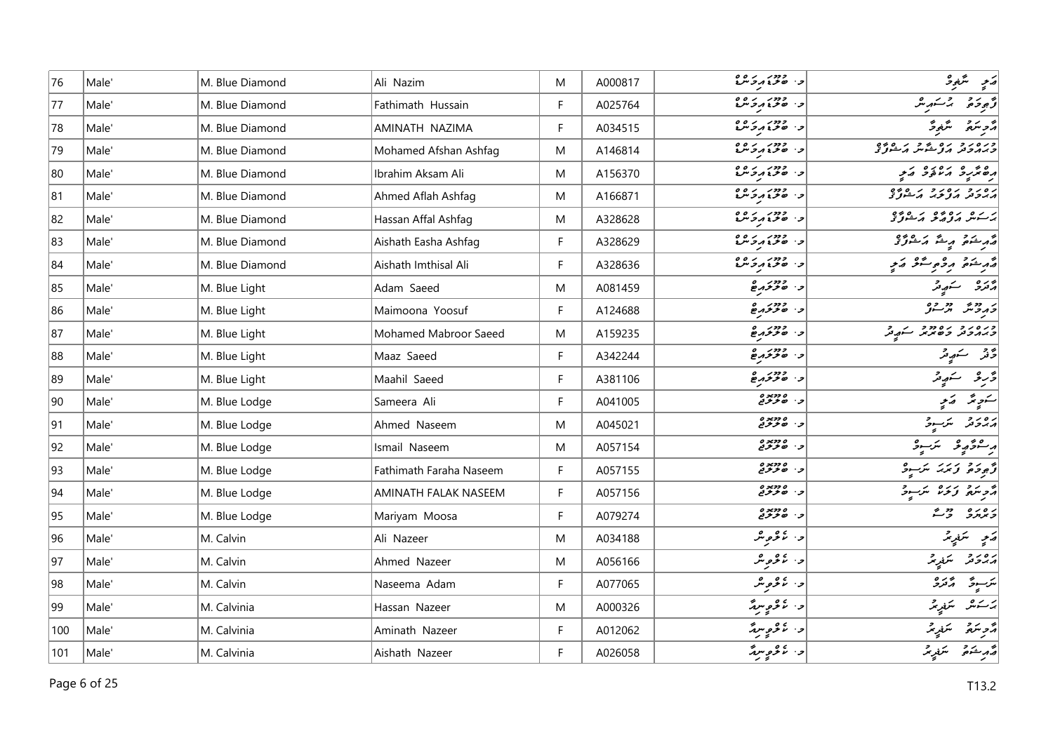| 76 | Male' | M. Blue Diamond | Ali Nazim | M | A000817 | މ. ބުލޫޑައިމަންޑް | އަލި ނާޒިމް |
|---|---|---|---|---|---|---|---|
| 77 | Male' | M. Blue Diamond | Fathimath Hussain | F | A025764 | މ. ބުލޫޑައިމަންޑް | ފާތިމަތު ހުސައިން |
| 78 | Male' | M. Blue Diamond | AMINATH NAZIMA | F | A034515 | މ. ބުލޫޑައިމަންޑް | އާމިނަތު ނާޒިމާ |
| 79 | Male' | M. Blue Diamond | Mohamed Afshan Ashfag | M | A146814 | މ. ބުލޫޑައިމަންޑް | މުހައްމަދު އަފްޝާން އަޝްފާގު |
| 80 | Male' | M. Blue Diamond | Ibrahim Aksam Ali | M | A156370 | މ. ބުލޫޑައިމަންޑް | އިބްރާހީމް އަކްސަމް އަލި |
| 81 | Male' | M. Blue Diamond | Ahmed Aflah Ashfag | M | A166871 | މ. ބުލޫޑައިމަންޑް | އަހްމަދު އަފްލަހު އަޝްފާގު |
| 82 | Male' | M. Blue Diamond | Hassan Affal Ashfag | M | A328628 | މ. ބުލޫޑައިމަންޑް | ހަސަން އައްފާލް އަޝްފާގު |
| 83 | Male' | M. Blue Diamond | Aishath Easha Ashfag | F | A328629 | މ. ބުލޫޑައިމަންޑް | އާއިޝަތު އީޝާ އަޝްފާގު |
| 84 | Male' | M. Blue Diamond | Aishath Imthisal Ali | F | A328636 | މ. ބުލޫޑައިމަންޑް | އާއިޝަތު އިމްތިސާލް އަލި |
| 85 | Male' | M. Blue Light | Adam Saeed | M | A081459 | މ. ބުލޫލައިޓް | އާދަމް ސަޢީދު |
| 86 | Male' | M. Blue Light | Maimoona Yoosuf | F | A124688 | މ. ބުލޫލައިޓް | މައިމޫނާ ޔޫސުފް |
| 87 | Male' | M. Blue Light | Mohamed Mabroor Saeed | M | A159235 | މ. ބުލޫލައިޓް | މުހައްމަދު މަބްރޫރު ސަޢީދު |
| 88 | Male' | M. Blue Light | Maaz Saeed | F | A342244 | މ. ބުލޫލައިޓް | މާޒު ސަޢީދު |
| 89 | Male' | M. Blue Light | Maahil Saeed | F | A381106 | މ. ބުލޫލައިޓް | މާހިލް ސަޢީދު |
| 90 | Male' | M. Blue Lodge | Sameera Ali | F | A041005 | މ. ބުލޫލޮޖް | ސަމީރާ އަލި |
| 91 | Male' | M. Blue Lodge | Ahmed Naseem | M | A045021 | މ. ބުލޫލޮޖް | އަހްމަދު ނަސީމް |
| 92 | Male' | M. Blue Lodge | Ismail Naseem | M | A057154 | މ. ބުލޫލޮޖް | އިސްމާޢީލް ނަސީމް |
| 93 | Male' | M. Blue Lodge | Fathimath Faraha Naseem | F | A057155 | މ. ބުލޫލޮޖް | ފާތިމަތު ފަރަހާ ނަސީމް |
| 94 | Male' | M. Blue Lodge | AMINATH FALAK NASEEM | F | A057156 | މ. ބުލޫލޮޖް | އާމިނަތު ފަލަކް ނަސީމް |
| 95 | Male' | M. Blue Lodge | Mariyam Moosa | F | A079274 | މ. ބުލޫލޮޖް | މަރިޔަމް މޫސާ |
| 96 | Male' | M. Calvin | Ali Nazeer | M | A034188 | މ.ކެލްވިން | އަލި ނަޒީރު |
| 97 | Male' | M. Calvin | Ahmed Nazeer | M | A056166 | މ. ކެލްވިން | އަހްމަދު ނަޒީރު |
| 98 | Male' | M. Calvin | Naseema Adam | F | A077065 | މ. ކެލްވިން | ނަސީމާ އާދަމް |
| 99 | Male' | M. Calvinia | Hassan Nazeer | M | A000326 | މ. ކެލްވިނިއާ | ހަސަން ނަޒީރު |
| 100 | Male' | M. Calvinia | Aminath Nazeer | F | A012062 | މ. ކެލްވިނިއާ | އާމިނަތު ނަޒީރު |
| 101 | Male' | M. Calvinia | Aishath Nazeer | F | A026058 | މ. ކެލްވިނިއާ | އާއިޝަތު ނަޒީރު |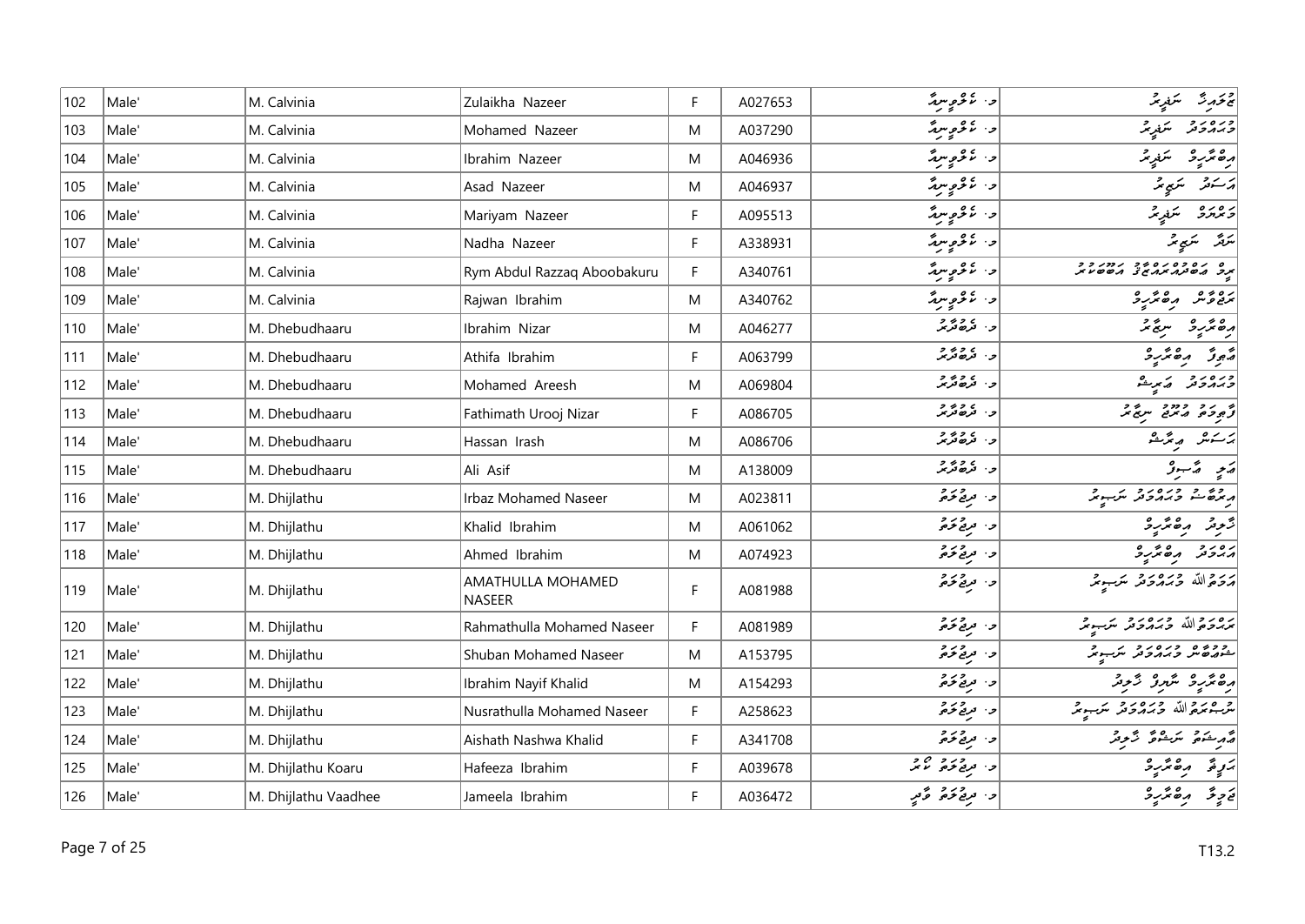| 102 | Male' | M. Calvinia | Zulaikha Nazeer | F | A027653 | މ.ކެލްވިނިއާ | ޒުލައިޚާ ނަޒީރު |
|---|---|---|---|---|---|---|---|
| 103 | Male' | M. Calvinia | Mohamed Nazeer | M | A037290 | މ. ކެލްވިނިއާ | މުޙައްމަދު ނަޒީރު |
| 104 | Male' | M. Calvinia | Ibrahim Nazeer | M | A046936 | މ. ކެލްވިނިއާ | އިބްރާހީމް ނަޒީރު |
| 105 | Male' | M. Calvinia | Asad Nazeer | M | A046937 | މ. ކެލްވިނިއާ | އަސަދު ނަޒީރު |
| 106 | Male' | M. Calvinia | Mariyam Nazeer | F | A095513 | މ. ކެލްވިނިއާ | މަރިޔަމް ނަޒީރު |
| 107 | Male' | M. Calvinia | Nadha Nazeer | F | A338931 | މ. ކެލްވިނިއާ | ނަދާ ނަޒީރު |
| 108 | Male' | M. Calvinia | Rym Abdul Razzaq Aboobakuru | F | A340761 | މ. ކެލްވިނިއާ | ރިމް އަބްދުއްރައްޒާޤު އަބޫބަކުރު |
| 109 | Male' | M. Calvinia | Rajwan Ibrahim | M | A340762 | މ. ކެލްވިނިއާ | ރަޖްވާން އިބްރާހީމް |
| 110 | Male' | M. Dhebudhaaru | Ibrahim Nizar | M | A046277 | މ. ދެބުދާރު | އިބްރާހީމް ނިޒާރު |
| 111 | Male' | M. Dhebudhaaru | Athifa Ibrahim | F | A063799 | މ. ދެބުދާރު | އާތިފާ އިބްރާހީމް |
| 112 | Male' | M. Dhebudhaaru | Mohamed Areesh | M | A069804 | މ. ދެބުދާރު | މުޙައްމަދު އަރީޝް |
| 113 | Male' | M. Dhebudhaaru | Fathimath Urooj Nizar | F | A086705 | މ. ދެބުދާރު | ފާތިމަތު އުރޫޖު ނިޒާރު |
| 114 | Male' | M. Dhebudhaaru | Hassan Irash | M | A086706 | މ. ދެބުދާރު | ޙަސަން އިރާޝް |
| 115 | Male' | M. Dhebudhaaru | Ali Asif | M | A138009 | މ. ދެބުދާރު | އަލި އާސިފު |
| 116 | Male' | M. Dhijlathu | Irbaz Mohamed Naseer | M | A023811 | މ. ދިޖްލަތު | އިރްބާޒު މުޙައްމަދު ނަސީރު |
| 117 | Male' | M. Dhijlathu | Khalid Ibrahim | M | A061062 | މ. ދިޖްލަތު | ޚާލިދު އިބްރާހީމް |
| 118 | Male' | M. Dhijlathu | Ahmed Ibrahim | M | A074923 | މ. ދިޖްލަތު | އަޙްމަދު އިބްރާހީމް |
| 119 | Male' | M. Dhijlathu | AMATHULLA MOHAMED NASEER | F | A081988 | މ. ދިޖްލަތު | އަމަތުﷲ މުޙައްމަދު ނަސީރު |
| 120 | Male' | M. Dhijlathu | Rahmathulla Mohamed Naseer | F | A081989 | މ. ދިޖްލަތު | ރަޙްމަތުﷲ މުޙައްމަދު ނަސީރު |
| 121 | Male' | M. Dhijlathu | Shuban Mohamed Naseer | M | A153795 | މ. ދިޖްލަތު | ޝުއުބާން މުޙައްމަދު ނަސީރު |
| 122 | Male' | M. Dhijlathu | Ibrahim Nayif Khalid | M | A154293 | މ. ދިޖްލަތު | އިބްރާހީމް ނާއިފު ޚާލިދު |
| 123 | Male' | M. Dhijlathu | Nusrathulla Mohamed Naseer | F | A258623 | މ. ދިޖްލަތު | ނުސްރަތުﷲ މުޙައްމަދު ނަސީރު |
| 124 | Male' | M. Dhijlathu | Aishath Nashwa Khalid | F | A341708 | މ. ދިޖްލަތު | އައިޝަތު ނަޝްވާ ޚާލިދު |
| 125 | Male' | M. Dhijlathu Koaru | Hafeeza Ibrahim | F | A039678 | މ. ދިޖްލަތު ކޯރު | ޙަފީޒާ އިބްރާހީމް |
| 126 | Male' | M. Dhijlathu Vaadhee | Jameela Ibrahim | F | A036472 | މ. ދިޖްލަތު ވާދީ | ޖަމީލާ އިބްރާހީމް |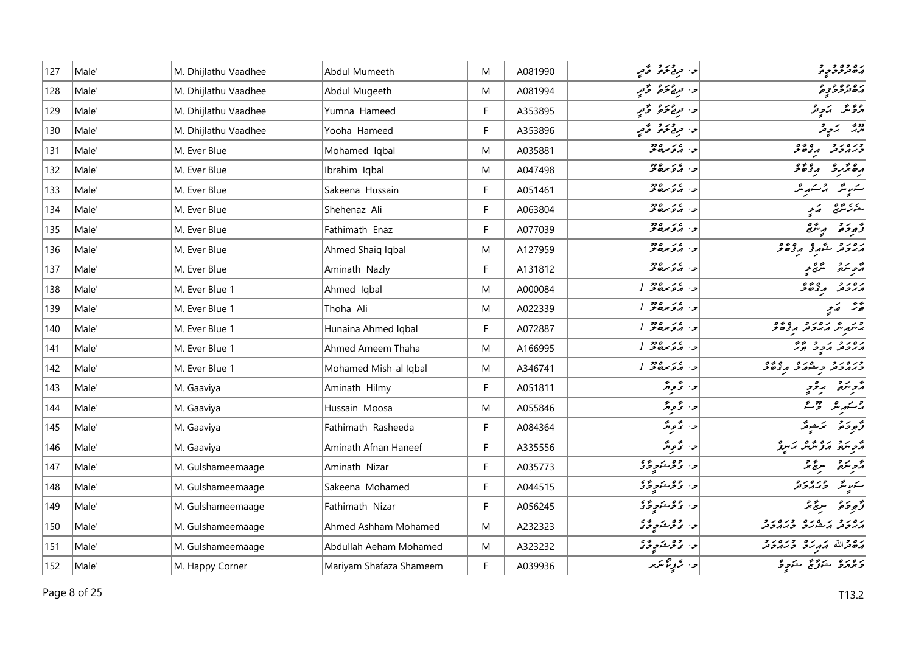| 127 | Male' | M. Dhijlathu Vaadhee | Abdul Mumeeth | M | A081990 | މ. ދިޖްލަތު ވާދީ | އަބްދުލްމުމީތު |
|---|---|---|---|---|---|---|---|
| 128 | Male' | M. Dhijlathu Vaadhee | Abdul Mugeeth | M | A081994 | މ. ދިޖްލަތު ވާދީ | އަބްދުލްމުގީތު |
| 129 | Male' | M. Dhijlathu Vaadhee | Yumna Hameed | F | A353895 | މ. ދިޖްލަތު ވާދީ | ޔުމްނާ ހަމީދު |
| 130 | Male' | M. Dhijlathu Vaadhee | Yooha Hameed | F | A353896 | މ. ދިޖްލަތު ވާދީ | ޔޫހާ ހަމީދު |
| 131 | Male' | M. Ever Blue | Mohamed Iqbal | M | A035881 | މ. އެވަރބްލޫ | މުހައްމަދު އިގުބާލް |
| 132 | Male' | M. Ever Blue | Ibrahim Iqbal | M | A047498 | މ. އެވަރބްލޫ | އިބްރާހީމް އިގުބާލް |
| 133 | Male' | M. Ever Blue | Sakeena Hussain | F | A051461 | މ. އެވަރބްލޫ | ސަކީނާ ހުސައިން |
| 134 | Male' | M. Ever Blue | Shehenaz Ali | F | A063804 | މ. އެވަރބްލޫ | ޝެހެނާޒް އަލި |
| 135 | Male' | M. Ever Blue | Fathimath Enaz | F | A077039 | މ. އެވަރބްލޫ | ފާތިމަތު އީނާޒް |
| 136 | Male' | M. Ever Blue | Ahmed Shaiq Iqbal | M | A127959 | މ. އެވަރބްލޫ | އަހުމަދު ޝާއިގު އިގުބާލް |
| 137 | Male' | M. Ever Blue | Aminath Nazly | F | A131812 | މ. އެވަރބްލޫ | އާމިނަތު ނާޒްލީ |
| 138 | Male' | M. Ever Blue 1 | Ahmed Iqbal | M | A000084 | މ. އެވަރބްލޫ 1 | އަހުމަދު އިގުބާލް |
| 139 | Male' | M. Ever Blue 1 | Thoha Ali | M | A022339 | މ. އެވަރބްލޫ 1 | ޠޯހާ އަލި |
| 140 | Male' | M. Ever Blue 1 | Hunaina Ahmed Iqbal | F | A072887 | މ. އެވަރބްލޫ 1 | ހުނައިނާ އަހުމަދު އިގުބާލް |
| 141 | Male' | M. Ever Blue 1 | Ahmed Ameem Thaha | M | A166995 | މ. އެވަރބްލޫ 1 | އަހުމަދު އަމީމު ޠާހާ |
| 142 | Male' | M. Ever Blue 1 | Mohamed Mish-al Iqbal | M | A346741 | މ. އެވަރބްލޫ 1 | މުހައްމަދު މިޝްއަލް އިގުބާލް |
| 143 | Male' | M. Gaaviya | Aminath Hilmy | F | A051811 | މ. ގާވިޔާ | އާމިނަތު ހިލްމީ |
| 144 | Male' | M. Gaaviya | Hussain Moosa | M | A055846 | މ. ގާވިޔާ | ހުސައިން މޫސާ |
| 145 | Male' | M. Gaaviya | Fathimath Rasheeda | F | A084364 | މ. ގާވިޔާ | ފާތިމަތު ރަޝީދާ |
| 146 | Male' | M. Gaaviya | Aminath Afnan Haneef | F | A335556 | މ. ގާވިޔާ | އާމިނަތު އަފްނާން ހަނީފު |
| 147 | Male' | M. Gulshameemaage | Aminath Nizar | F | A035773 | މ. ގުލްޝަމީމާގެ | އާމިނަތު ނިޒާރު |
| 148 | Male' | M. Gulshameemaage | Sakeena Mohamed | F | A044515 | މ. ގުލްޝަމީމާގެ | ސަކީނާ މުހައްމަދު |
| 149 | Male' | M. Gulshameemaage | Fathimath Nizar | F | A056245 | މ. ގުލްޝަމީމާގެ | ފާތިމަތު ނިޒާރު |
| 150 | Male' | M. Gulshameemaage | Ahmed Ashham Mohamed | M | A232323 | މ. ގުލްޝަމީމާގެ | އަހުމަދު އަޝްހަމް މުހައްމަދު |
| 151 | Male' | M. Gulshameemaage | Abdullah Aeham Mohamed | M | A323232 | މ. ގުލްޝަމީމާގެ | އަބްދުﷲ އައިހަމް މުހައްމަދު |
| 152 | Male' | M. Happy Corner | Mariyam Shafaza Shameem | F | A039936 | މ. ހެޕީކޯނަރ | މަރިޔަމް ޝަފާޒާ ޝަމީމް |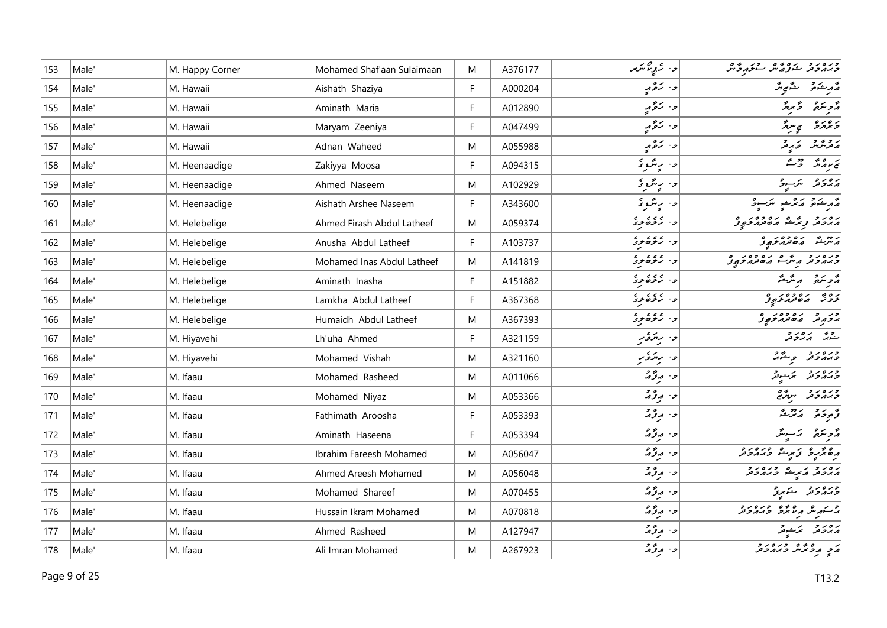| 153 | Male' | M. Happy Corner | Mohamed Shaf'aan Sulaimaan | M | A376177 | މ. ހެޕީކޯނަރ | މުހައްމަދު ޝަފްއާން ސުލައިމާން |
|---|---|---|---|---|---|---|---|
| 154 | Male' | M. Hawaii | Aishath Shaziya | F | A000204 | މ. ހަވާއީ | އާއިޝަތު ޝާޒިޔާ |
| 155 | Male' | M. Hawaii | Aminath Maria | F | A012890 | މ. ހަވާއީ | އާމިނަތު މާރިޔާ |
| 156 | Male' | M. Hawaii | Maryam Zeeniya | F | A047499 | މ. ހަވާއީ | މަރިޔަމް ޒީނިޔާ |
| 157 | Male' | M. Hawaii | Adnan Waheed | M | A055988 | މ. ހަވާއީ | އަދުނާން ވަހީދު |
| 158 | Male' | M. Heenaadige | Zakiyya Moosa | F | A094315 | މ. ހީނާދިގެ | ޒަކިއްޔާ މޫސާ |
| 159 | Male' | M. Heenaadige | Ahmed Naseem | M | A102929 | މ. ހީނާދިގެ | އަހުމަދު ނަސީމު |
| 160 | Male' | M. Heenaadige | Aishath Arshee Naseem | F | A343600 | މ. ހީނާދިގެ | އާއިޝަތު އަރުޝީ ނަސީމު |
| 161 | Male' | M. Helebelige | Ahmed Firash Abdul Latheef | M | A059374 | މ. ހެލެބެލިގެ | އަހުމަދު ފިރާޝް އަބްދުލްލަޠީފް |
| 162 | Male' | M. Helebelige | Anusha Abdul Latheef | F | A103737 | މ. ހެލެބެލިގެ | އަނޫޝާ އަބްދުލްލަޠީފް |
| 163 | Male' | M. Helebelige | Mohamed Inas Abdul Latheef | M | A141819 | މ. ހެލެބެލިގެ | މުހައްމަދު އިނާސް އަބްދުލްލަޠީފް |
| 164 | Male' | M. Helebelige | Aminath Inasha | F | A151882 | މ. ހެލެބެލިގެ | އާމިނަތު އިނާޝާ |
| 165 | Male' | M. Helebelige | Lamkha Abdul Latheef | F | A367368 | މ. ހެލެބެލިގެ | ލަމްޚާ އަބްދުލްލަޠީފް |
| 166 | Male' | M. Helebelige | Humaidh Abdul Latheef | M | A367393 | މ. ހެލެބެލިގެ | ހުމައިދު އަބްދުލްލަޠީފް |
| 167 | Male' | M. Hiyavehi | Lh'uha Ahmed | F | A321159 | މ. ހިޔަވެހި | ޅުހާ އަހުމަދު |
| 168 | Male' | M. Hiyavehi | Mohamed Vishah | M | A321160 | މ. ހިޔަވެހި | މުހައްމަދު ވިޝާހު |
| 169 | Male' | M. Ifaau | Mohamed Rasheed | M | A011066 | މ. އިފާއު | މުހައްމަދު ރަޝީދު |
| 170 | Male' | M. Ifaau | Mohamed Niyaz | M | A053366 | މ. އިފާއު | މުހައްމަދު ނިޔާޒު |
| 171 | Male' | M. Ifaau | Fathimath Aroosha | F | A053393 | މ. އިފާއު | ފާތިމަތު އަރޫޝާ |
| 172 | Male' | M. Ifaau | Aminath Haseena | F | A053394 | މ. އިފާއު | އާމިނަތު ހަސީނާ |
| 173 | Male' | M. Ifaau | Ibrahim Fareesh Mohamed | M | A056047 | މ. އިފާއު | އިބްރާހީމް ފަރީޝް މުހައްމަދު |
| 174 | Male' | M. Ifaau | Ahmed Areesh Mohamed | M | A056048 | މ. އިފާއު | އަހުމަދު އަރީޝް މުހައްމަދު |
| 175 | Male' | M. Ifaau | Mohamed Shareef | M | A070455 | މ. އިފާއު | މުހައްމަދު ޝަރީފު |
| 176 | Male' | M. Ifaau | Hussain Ikram Mohamed | M | A070818 | މ. އިފާއު | ހުސައިން އިކްރާމް މުހައްމަދު |
| 177 | Male' | M. Ifaau | Ahmed Rasheed | M | A127947 | މ. އިފާއު | އަހުމަދު ރަޝީދު |
| 178 | Male' | M. Ifaau | Ali Imran Mohamed | M | A267923 | މ. އިފާއު | އަލި އިމްރާން މުހައްމަދު |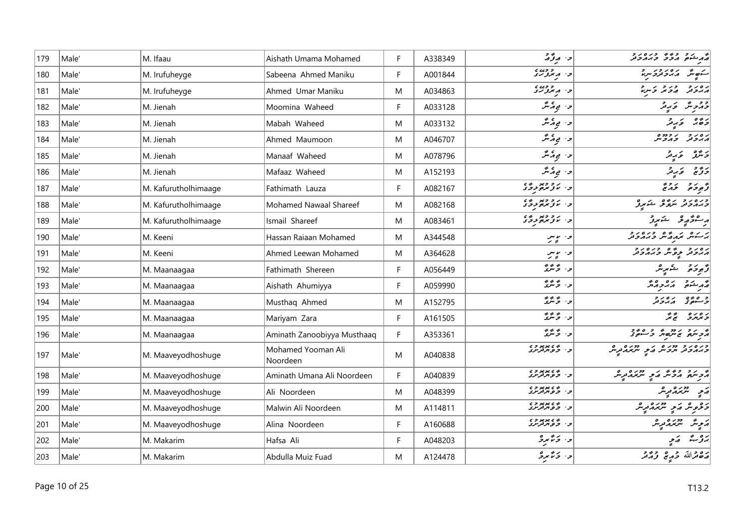| 179 | Male' | M. Ifaau | Aishath Umama Mohamed | F | A338349 | މ. އިފާއު | އާއިޝަތު އުމާމާ މުހައްމަދު |
|---|---|---|---|---|---|---|---|
| 180 | Male' | M. Irufuheyge | Sabeena Ahmed Maniku | F | A001844 | މ. އިރުފުހޭގެ | ސަބީނާ އަހުމަދުމަނިކު |
| 181 | Male' | M. Irufuheyge | Ahmed Umar Maniku | M | A034863 | މ. އިރުފުހޭގެ | އަހުމަދު އުމަރު މަނިކު |
| 182 | Male' | M. Jienah | Moomina Waheed | F | A033128 | މ. ޖިއެނާ | މޫމިނާ ވަހީދު |
| 183 | Male' | M. Jienah | Mabah Waheed | M | A033132 | މ. ޖިއެނާ | މަބާހު ވަހީދު |
| 184 | Male' | M. Jienah | Ahmed Maumoon | M | A046707 | މ. ޖިއެނާ | އަހުމަދު މައުމޫން |
| 185 | Male' | M. Jienah | Manaaf Waheed | M | A078796 | މ. ޖިއެނާ | މަނާފު ވަހީދު |
| 186 | Male' | M. Jienah | Mafaaz Waheed | M | A152193 | މ. ޖިއެނާ | މަފާޒު ވަހީދު |
| 187 | Male' | M. Kafurutholhimaage | Fathimath Lauza | F | A082167 | މ. ކަފުރުތޮޅިމާގެ | ފާތިމަތު ލައުޒާ |
| 188 | Male' | M. Kafurutholhimaage | Mohamed Nawaal Shareef | M | A082168 | މ. ކަފުރުތޮޅިމާގެ | މުހައްމަދު ނަވާލު ޝަރީފު |
| 189 | Male' | M. Kafurutholhimaage | Ismail Shareef | M | A083461 | މ. ކަފުރުތޮޅިމާގެ | އިސްމާއީލް ޝަރީފު |
| 190 | Male' | M. Keeni | Hassan Raiaan Mohamed | M | A344548 | މ. ކީނި | ހަސަން ރައިއާން މުހައްމަދު |
| 191 | Male' | M. Keeni | Ahmed Leewan Mohamed | M | A364628 | މ. ކީނި | އަހުމަދު ލީވާން މުހައްމަދު |
| 192 | Male' | M. Maanaagaa | Fathimath Shereen | F | A056449 | މ. މާނާގާ | ފާތިމަތު ޝެރީން |
| 193 | Male' | M. Maanaagaa | Aishath Ahumiyya | F | A059990 | މ. މާނާގާ | އާއިޝަތު އަހުމިއްޔާ |
| 194 | Male' | M. Maanaagaa | Musthaq Ahmed | M | A152795 | މ. މާނާގާ | މުސްތާގު އަހުމަދު |
| 195 | Male' | M. Maanaagaa | Mariyam Zara | F | A161505 | މ. މާނާގާ | މަރިޔަމް ޒަރާ |
| 196 | Male' | M. Maanaagaa | Aminath Zanoobiyya Musthaaq | F | A353361 | މ. މާނާގާ | އާމިނަތު ޒަނޫބިއްޔާ މުސްތާގު |
| 197 | Male' | M. Maaveyodhoshuge | Mohamed Yooman Ali Noordeen | M | A040838 | މ. މާވެޔޮދޮށުގެ | މުހައްމަދު ޔޫމަން އަލި ނޫރުއްދީން |
| 198 | Male' | M. Maaveyodhoshuge | Aminath Umana Ali Noordeen | F | A040839 | މ. މާވެޔޮދޮށުގެ | އާމިނަތު އުމާނާ އަލި ނޫރުއްދީން |
| 199 | Male' | M. Maaveyodhoshuge | Ali Noordeen | M | A048399 | މ. މާވެޔޮދޮށުގެ | އަލި ނޫރުއްދީން |
| 200 | Male' | M. Maaveyodhoshuge | Malwin Ali Noordeen | M | A114811 | މ. މާވެޔޮދޮށުގެ | މަލްވިން އަލި ނޫރުއްދީން |
| 201 | Male' | M. Maaveyodhoshuge | Alina Noordeen | F | A160688 | މ. މާވެޔޮދޮށުގެ | އަލިނާ ނޫރުއްދީން |
| 202 | Male' | M. Makarim | Hafsa Ali | F | A048203 | މ. މަކާރިމް | ހަފްސާ އަލި |
| 203 | Male' | M. Makarim | Abdulla Muiz Fuad | M | A124478 | މ. މަކާރިމް | އަބްދުﷲ މުޢިއްޒު ފުއާދު |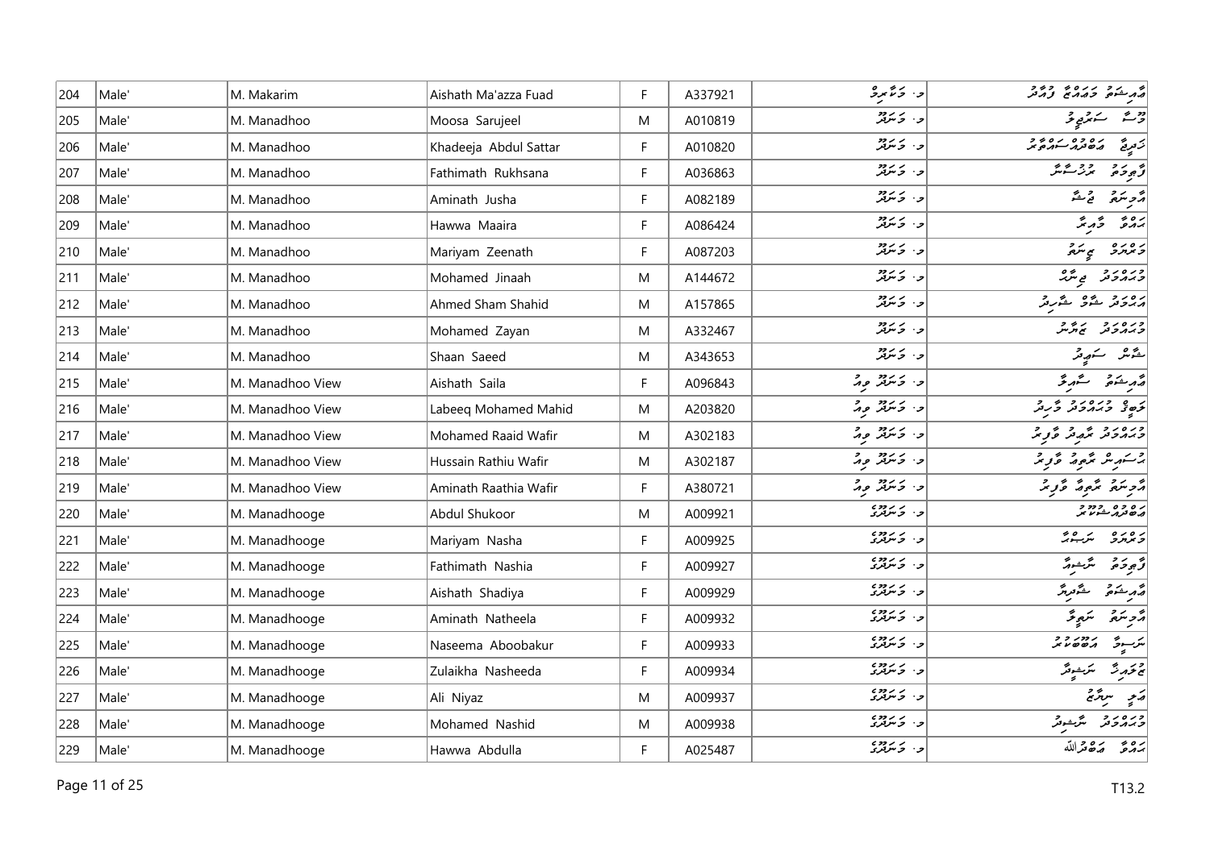| 204 | Male' | M. Makarim | Aishath Ma'azza Fuad | F | A337921 | މ. މަކާރިމް | އައިޝަތު މައުއައްޒާ ފުއާދު |
|---|---|---|---|---|---|---|---|
| 205 | Male' | M. Manadhoo | Moosa Sarujeel | M | A010819 | މ. މަނަދޫ | މޫސާ ސަރުޖީލު |
| 206 | Male' | M. Manadhoo | Khadeeja Abdul Sattar | F | A010820 | މ. މަނަދޫ | ޚަދީޖާ އަބްދުލްސައްތާރު |
| 207 | Male' | M. Manadhoo | Fathimath Rukhsana | F | A036863 | މ. މަނަދޫ | ފާތިމަތު ރުޚްސާނާ |
| 208 | Male' | M. Manadhoo | Aminath Jusha | F | A082189 | މ. މަނަދޫ | އާމިނަތު ޖުޝާ |
| 209 | Male' | M. Manadhoo | Hawwa Maaira | F | A086424 | މ. މަނަދޫ | ހައްވާ މާއިރާ |
| 210 | Male' | M. Manadhoo | Mariyam Zeenath | F | A087203 | މ. މަނަދޫ | މަރިޔަމް ޒީނަތު |
| 211 | Male' | M. Manadhoo | Mohamed Jinaah | M | A144672 | މ. މަނަދޫ | މުހައްމަދު ޖިނާހު |
| 212 | Male' | M. Manadhoo | Ahmed Sham Shahid | M | A157865 | މ. މަނަދޫ | އަހުމަދު ޝާމް ޝާހިދު |
| 213 | Male' | M. Manadhoo | Mohamed Zayan | M | A332467 | މ. މަނަދޫ | މުހައްމަދު ޒަޔާން |
| 214 | Male' | M. Manadhoo | Shaan Saeed | M | A343653 | މ. މަނަދޫ | ޝާން ސަޢީދު |
| 215 | Male' | M. Manadhoo View | Aishath Saila | F | A096843 | މ. މަނަދޫ ވިއު | އައިޝަތު ސާއިލާ |
| 216 | Male' | M. Manadhoo View | Labeeq Mohamed Mahid | M | A203820 | މ. މަނަދޫ ވިއު | ލަބީޤް މުހައްމަދު މާހިދު |
| 217 | Male' | M. Manadhoo View | Mohamed Raaid Wafir | M | A302183 | މ. މަނަދޫ ވިއު | މުހައްމަދު ރާއިދު ވާފިރު |
| 218 | Male' | M. Manadhoo View | Hussain Rathiu Wafir | M | A302187 | މ. މަނަދޫ ވިއު | ހުސައިން ރާތިޢު ވާފިރު |
| 219 | Male' | M. Manadhoo View | Aminath Raathia Wafir | F | A380721 | މ. މަނަދޫ ވިއު | އާމިނަތު ރާތިއާ ވާފިރު |
| 220 | Male' | M. Manadhooge | Abdul Shukoor | M | A009921 | މ. މަނަދޫގެ | އަބްދުލްޝުކޫރު |
| 221 | Male' | M. Manadhooge | Mariyam Nasha | F | A009925 | މ. މަނަދޫގެ | މަރިޔަމް ނަޝާ |
| 222 | Male' | M. Manadhooge | Fathimath Nashia | F | A009927 | މ. މަނަދޫގެ | ފާތިމަތު ނާޝިއާ |
| 223 | Male' | M. Manadhooge | Aishath Shadiya | F | A009929 | މ. މަނަދޫގެ | އައިޝަތު ޝާދިޔާ |
| 224 | Male' | M. Manadhooge | Aminath Natheela | F | A009932 | މ. މަނަދޫގެ | އާމިނަތު ނަތީލާ |
| 225 | Male' | M. Manadhooge | Naseema Aboobakur | F | A009933 | މ. މަނަދޫގެ | ނަސީމާ އަބޫބަކުރު |
| 226 | Male' | M. Manadhooge | Zulaikha Nasheeda | F | A009934 | މ. މަނަދޫގެ | ޒުލައިޚާ ނަޝީދާ |
| 227 | Male' | M. Manadhooge | Ali Niyaz | M | A009937 | މ. މަނަދޫގެ | އަލި ނިޔާޒް |
| 228 | Male' | M. Manadhooge | Mohamed Nashid | M | A009938 | މ. މަނަދޫގެ | މުހައްމަދު ނާޝިދު |
| 229 | Male' | M. Manadhooge | Hawwa Abdulla | F | A025487 | މ. މަނަދޫގެ | ހައްވާ އަބްދުﷲ |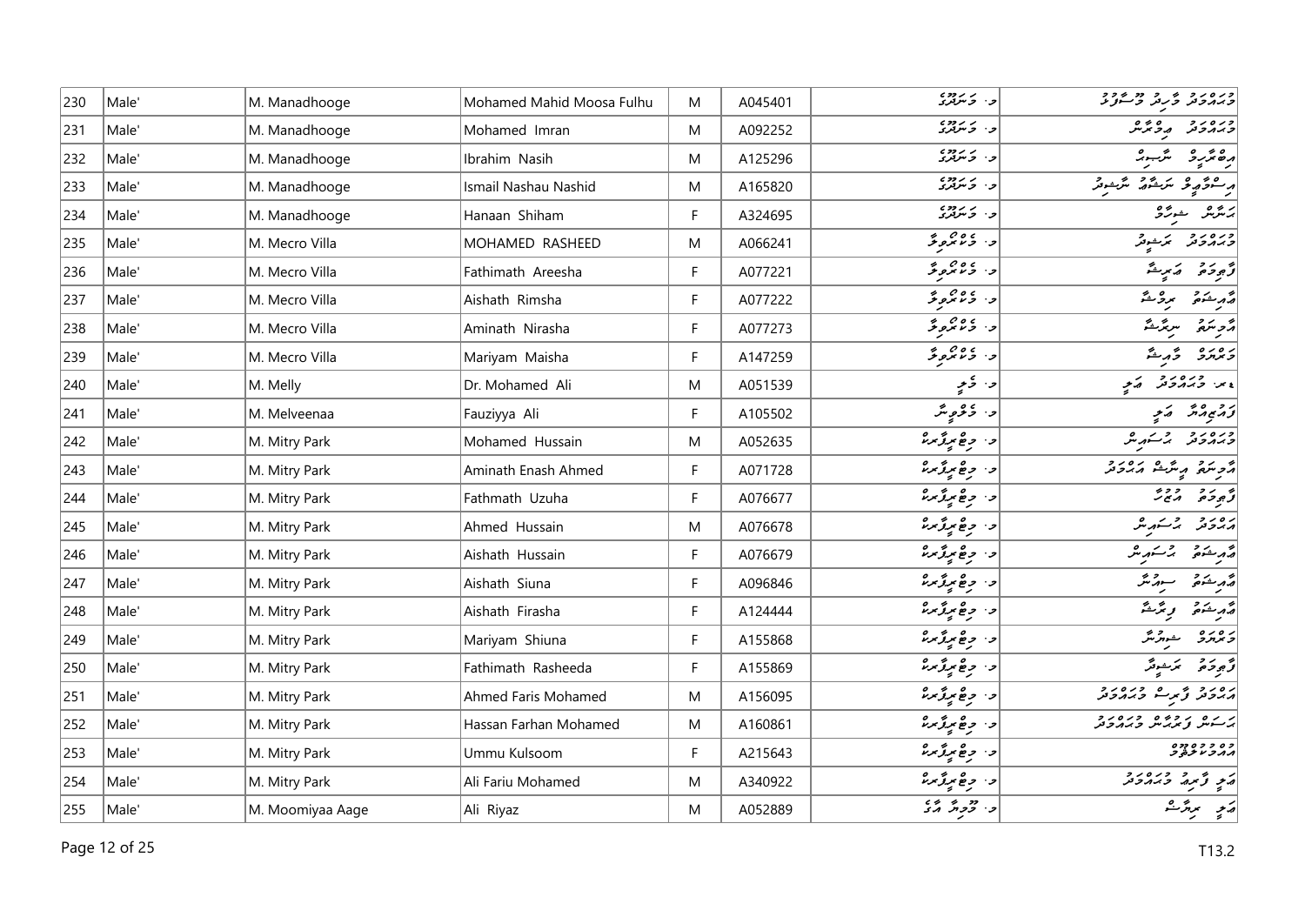| 230 | Male' | M. Manadhooge | Mohamed Mahid Moosa Fulhu | M | A045401 | މ. މަނަދޫގެ | މުޙައްމަދު މާހިދު މޫސާފުޅު |
|---|---|---|---|---|---|---|---|
| 231 | Male' | M. Manadhooge | Mohamed Imran | M | A092252 | މ. މަނަދޫގެ | މުޙައްމަދު އިމްރާން |
| 232 | Male' | M. Manadhooge | Ibrahim Nasih | M | A125296 | މ. މަނަދޫގެ | އިބްރާހީމް ނާސިޙް |
| 233 | Male' | M. Manadhooge | Ismail Nashau Nashid | M | A165820 | މ. މަނަދޫގެ | އިސްމާޢީލް ނަޝްއު ނާޝިދު |
| 234 | Male' | M. Manadhooge | Hanaan Shiham | F | A324695 | މ. މަނަދޫގެ | ހަނާން ޝިހާމް |
| 235 | Male' | M. Mecro Villa | MOHAMED RASHEED | M | A066241 | މ. މެކްރޯވިލާ | މުޙައްމަދު ރަޝީދު |
| 236 | Male' | M. Mecro Villa | Fathimath Areesha | F | A077221 | މ. މެކްރޯވިލާ | ފާތިމަތު އަރީޝާ |
| 237 | Male' | M. Mecro Villa | Aishath Rimsha | F | A077222 | މ. މެކްރޯވިލާ | އާއިޝަތު ރިމްޝާ |
| 238 | Male' | M. Mecro Villa | Aminath Nirasha | F | A077273 | މ. މެކްރޯވިލާ | އާމިނަތު ނިރާޝާ |
| 239 | Male' | M. Mecro Villa | Mariyam Maisha | F | A147259 | މ. މެކްރޯވިލާ | މަރިޔަމް މާއިޝާ |
| 240 | Male' | M. Melly | Dr. Mohamed Ali | M | A051539 | މ. މެލީ | ޑރ. މުޙައްމަދު އަލީ |
| 241 | Male' | M. Melveenaa | Fauziyya Ali | F | A105502 | މ. މެލްވީނާ | ފައުޒިއްޔާ އަލީ |
| 242 | Male' | M. Mitry Park | Mohamed Hussain | M | A052635 | މ. މިޓްރީޕާރކް | މުޙައްމަދު ހުސައިން |
| 243 | Male' | M. Mitry Park | Aminath Enash Ahmed | F | A071728 | މ. މިޓްރީޕާރކް | އާމިނަތު އީނާޝް އަޙްމަދު |
| 244 | Male' | M. Mitry Park | Fathmath Uzuha | F | A076677 | މ. މިޓްރީޕާރކް | ފާތިމަތު އުޒުހާ |
| 245 | Male' | M. Mitry Park | Ahmed Hussain | M | A076678 | މ. މިޓްރީޕާރކް | އަޙްމަދު ހުސައިން |
| 246 | Male' | M. Mitry Park | Aishath Hussain | F | A076679 | މ. މިޓްރީޕާރކް | އާއިޝަތު ހުސައިން |
| 247 | Male' | M. Mitry Park | Aishath Siuna | F | A096846 | މ. މިޓްރީޕާރކް | އާއިޝަތު ސިއުނާ |
| 248 | Male' | M. Mitry Park | Aishath Firasha | F | A124444 | މ. މިޓްރީޕާރކް | އާއިޝަތު ފިރާޝާ |
| 249 | Male' | M. Mitry Park | Mariyam Shiuna | F | A155868 | މ. މިޓްރީޕާރކް | މަރިޔަމް ޝިއުނާ |
| 250 | Male' | M. Mitry Park | Fathimath Rasheeda | F | A155869 | މ. މިޓްރީޕާރކް | ފާތިމަތު ރަޝީދާ |
| 251 | Male' | M. Mitry Park | Ahmed Faris Mohamed | M | A156095 | މ. މިޓްރީޕާރކް | އަޙްމަދު ފާރިސް މުޙައްމަދު |
| 252 | Male' | M. Mitry Park | Hassan Farhan Mohamed | M | A160861 | މ. މިޓްރީޕާރކް | ޙަސަން ފަރުޙާން މުޙައްމަދު |
| 253 | Male' | M. Mitry Park | Ummu Kulsoom | F | A215643 | މ. މިޓްރީޕާރކް | އުއްމުކުލްޘޫމް |
| 254 | Male' | M. Mitry Park | Ali Fariu Mohamed | M | A340922 | މ. މިޓްރީޕާރކް | އަލީ ފާރިއު މުޙައްމަދު |
| 255 | Male' | M. Moomiyaa Aage | Ali Riyaz | M | A052889 | މ. މޫމިޔާ އާގެ | އަލީ ރިޔާޒް |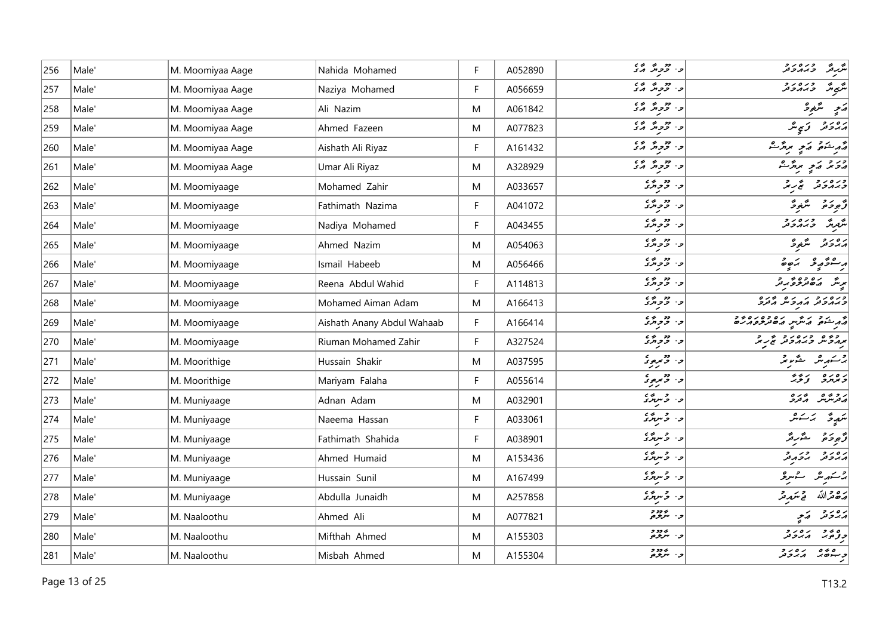| 256 | Male' | M. Moomiyaa Aage | Nahida Mohamed | F | A052890 | މ. މޫމިޔާ އާގެ | ނާހިދާ މުހައްމަދު |
|---|---|---|---|---|---|---|---|
| 257 | Male' | M. Moomiyaa Aage | Naziya Mohamed | F | A056659 | މ. މޫމިޔާ އާގެ | ނާޒިޔާ މުހައްމަދު |
| 258 | Male' | M. Moomiyaa Aage | Ali Nazim | M | A061842 | މ. މޫމިޔާ އާގެ | އަލި ނާޒިމް |
| 259 | Male' | M. Moomiyaa Aage | Ahmed Fazeen | M | A077823 | މ. މޫމިޔާ އާގެ | އަޙްމަދު ފަޒީން |
| 260 | Male' | M. Moomiyaa Aage | Aishath Ali Riyaz | F | A161432 | މ. މޫމިޔާ އާގެ | އާއިޝަތު އަލި ރިޔާޒް |
| 261 | Male' | M. Moomiyaa Aage | Umar Ali Riyaz | M | A328929 | މ. މޫމިޔާ އާގެ | އުމަރު އަލި ރިޔާޒް |
| 262 | Male' | M. Moomiyaage | Mohamed Zahir | M | A033657 | މ. މޫމިޔާގެ | މުހައްމަދު ޒާހިރު |
| 263 | Male' | M. Moomiyaage | Fathimath Nazima | F | A041072 | މ. މޫމިޔާގެ | ފާތިމަތު ނާޒިމާ |
| 264 | Male' | M. Moomiyaage | Nadiya Mohamed | F | A043455 | މ. މޫމިޔާގެ | ނާދިޔާ މުހައްމަދު |
| 265 | Male' | M. Moomiyaage | Ahmed Nazim | M | A054063 | މ. މޫމިޔާގެ | އަޙްމަދު ނާޒިމް |
| 266 | Male' | M. Moomiyaage | Ismail Habeeb | M | A056466 | މ. މޫމިޔާގެ | އިސްމާއިލް ހަބީބް |
| 267 | Male' | M. Moomiyaage | Reena Abdul Wahid | F | A114813 | މ. މޫމިޔާގެ | ރީނާ އަބްދުލްވާހިދު |
| 268 | Male' | M. Moomiyaage | Mohamed Aiman Adam | M | A166413 | މ. މޫމިޔާގެ | މުހައްމަދު އައިމަން އާދަމް |
| 269 | Male' | M. Moomiyaage | Aishath Anany Abdul Wahaab | F | A166414 | މ. މޫމިޔާގެ | އާއިޝަތު އަނާނީ އަބްދުލްވައްހާބު |
| 270 | Male' | M. Moomiyaage | Riuman Mohamed Zahir | F | A327524 | މ. މޫމިޔާގެ | ރިއުމާން މުހައްމަދު ޒާހިރު |
| 271 | Male' | M. Moorithige | Hussain Shakir | M | A037595 | މ. މޫރިތިގެ | ހުސައިން ޝާކިރު |
| 272 | Male' | M. Moorithige | Mariyam Falaha | F | A055614 | މ. މޫރިތިގެ | މަރިޔަމް ފަލާހާ |
| 273 | Male' | M. Muniyaage | Adnan Adam | M | A032901 | މ. މުނިޔާގެ | އަދުނާން އާދަމް |
| 274 | Male' | M. Muniyaage | Naeema Hassan | F | A033061 | މ. މުނިޔާގެ | ނައީމާ ހަސަން |
| 275 | Male' | M. Muniyaage | Fathimath Shahida | F | A038901 | މ. މުނިޔާގެ | ފާތިމަތު ޝާހިދާ |
| 276 | Male' | M. Muniyaage | Ahmed Humaid | M | A153436 | މ. މުނިޔާގެ | އަޙްމަދު ހުމައިދު |
| 277 | Male' | M. Muniyaage | Hussain Sunil | M | A167499 | މ. މުނިޔާގެ | ހުސައިން ސުނިލް |
| 278 | Male' | M. Muniyaage | Abdulla Junaidh | M | A257858 | މ. މުނިޔާގެ | އަބްދުﷲ ޖުނައިދު |
| 279 | Male' | M. Naaloothu | Ahmed Ali | M | A077821 | މ. ނާލޫތު | އަޙްމަދު އަލި |
| 280 | Male' | M. Naaloothu | Mifthah Ahmed | M | A155303 | މ. ނާލޫތު | މިފްތާހު އަޙްމަދު |
| 281 | Male' | M. Naaloothu | Misbah Ahmed | M | A155304 | މ. ނާލޫތު | މިސްބާހު އަޙްމަދު |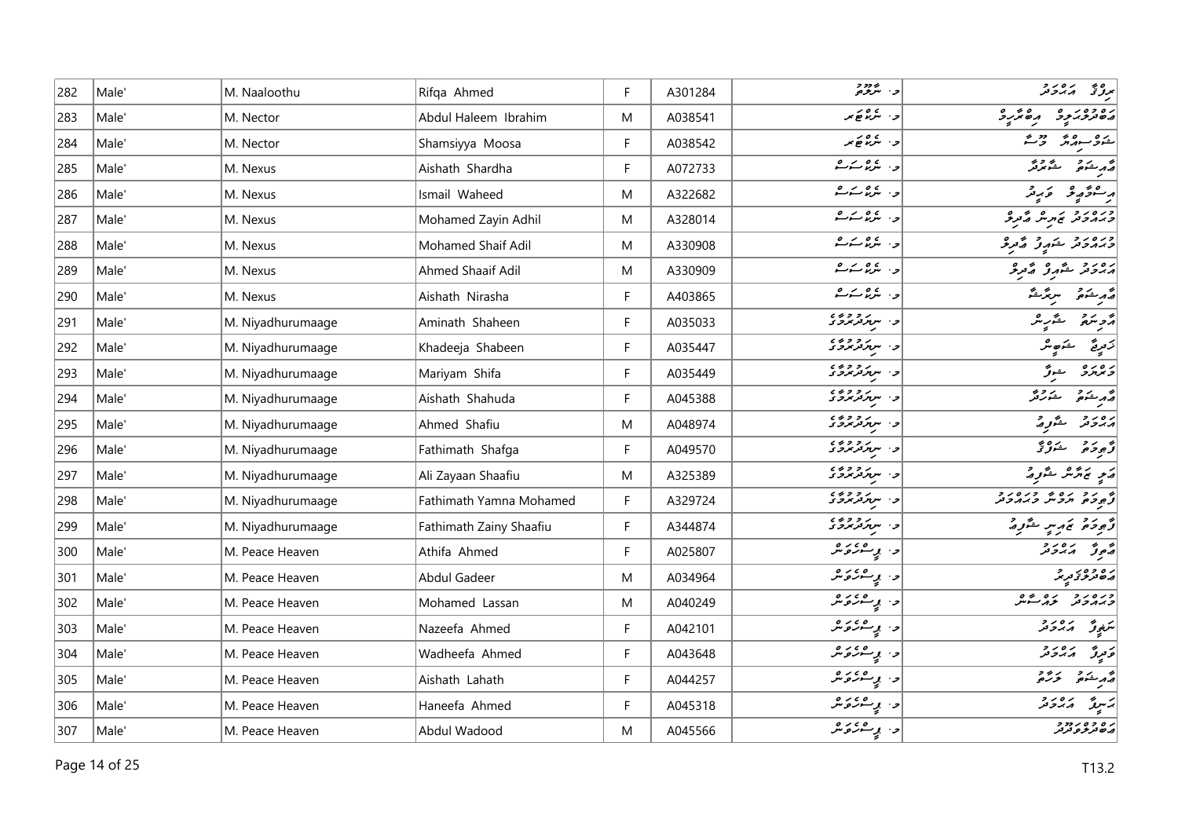| 282 | Male' | M. Naaloothu | Rifqa Ahmed | F | A301284 | މ. ނާލޫތު | ރިފްގާ އަޙްމަދު |
|---|---|---|---|---|---|---|---|
| 283 | Male' | M. Nector | Abdul Haleem Ibrahim | M | A038541 | މ. ނެކްޓަރ | އަބްދުލްޙަލީމް އިބްރާހީމް |
| 284 | Male' | M. Nector | Shamsiyya Moosa | F | A038542 | މ. ނެކްޓަރ | ޝަމްސިއްޔާ މޫސާ |
| 285 | Male' | M. Nexus | Aishath Shardha | F | A072733 | މ. ނެކްސަސް | އައިށަތު ޝާރދާ |
| 286 | Male' | M. Nexus | Ismail Waheed | M | A322682 | މ. ނެކްސަސް | އިސްމާއީލް ވަޙީދު |
| 287 | Male' | M. Nexus | Mohamed Zayin Adhil | M | A328014 | މ. ނެކްސަސް | މުޙައްމަދު ޒައިން އާދިލް |
| 288 | Male' | M. Nexus | Mohamed Shaif Adil | M | A330908 | މ. ނެކްސަސް | މުޙައްމަދު ޝައިފު އާދިލް |
| 289 | Male' | M. Nexus | Ahmed Shaaif Adil | M | A330909 | މ. ނެކްސަސް | އަޙްމަދު ޝާއިފު އާދިލް |
| 290 | Male' | M. Nexus | Aishath Nirasha | F | A403865 | މ. ނެކްސަސް | އައިށަތު ނިރާޝާ |
| 291 | Male' | M. Niyadhurumaage | Aminath Shaheen | F | A035033 | މ. ނިޔަދުރުމާގެ | އާމިނަތު ޝާހީން |
| 292 | Male' | M. Niyadhurumaage | Khadeeja Shabeen | F | A035447 | މ. ނިޔަދުރުމާގެ | ޚަދީޖާ ޝަބީން |
| 293 | Male' | M. Niyadhurumaage | Mariyam Shifa | F | A035449 | މ. ނިޔަދުރުމާގެ | މަރިޔަމް ޝިފާ |
| 294 | Male' | M. Niyadhurumaage | Aishath Shahuda | F | A045388 | މ. ނިޔަދުރުމާގެ | އައިށަތު ޝަހުދާ |
| 295 | Male' | M. Niyadhurumaage | Ahmed Shafiu | M | A048974 | މ. ނިޔަދުރުމާގެ | އަޙްމަދު ޝާފިއު |
| 296 | Male' | M. Niyadhurumaage | Fathimath Shafga | F | A049570 | މ. ނިޔަދުރުމާގެ | ފާތިމަތު ޝަފްގާ |
| 297 | Male' | M. Niyadhurumaage | Ali Zayaan Shaafiu | M | A325389 | މ. ނިޔަދުރުމާގެ | އަލި ޒަޔާން ޝާފިއު |
| 298 | Male' | M. Niyadhurumaage | Fathimath Yamna Mohamed | F | A329724 | މ. ނިޔަދުރުމާގެ | ފާތިމަތު ޔަމްނާ މުޙައްމަދު |
| 299 | Male' | M. Niyadhurumaage | Fathimath Zainy Shaafiu | F | A344874 | މ. ނިޔަދުރުމާގެ | ފާތިމަތު ޒައިނީ ޝާފިއު |
| 300 | Male' | M. Peace Heaven | Athifa Ahmed | F | A025807 | މ. ޕީސްހެވަން | އާތިފާ އަޙްމަދު |
| 301 | Male' | M. Peace Heaven | Abdul Gadeer | M | A034964 | މ. ޕީސްހެވަން | އަބްދުލްޤަދީރު |
| 302 | Male' | M. Peace Heaven | Mohamed Lassan | M | A040249 | މ. ޕީސްހެވަން | މުޙައްމަދު ލައްސާން |
| 303 | Male' | M. Peace Heaven | Nazeefa Ahmed | F | A042101 | މ. ޕީސްހެވަން | ނަޒީފާ އަޙްމަދު |
| 304 | Male' | M. Peace Heaven | Wadheefa Ahmed | F | A043648 | މ. ޕީސްހެވަން | ވަދީފާ އަޙްމަދު |
| 305 | Male' | M. Peace Heaven | Aishath Lahath | F | A044257 | މ. ޕީސްހެވަން | އައިށަތު ލަހާތު |
| 306 | Male' | M. Peace Heaven | Haneefa Ahmed | F | A045318 | މ. ޕީސްހެވަން | ހަނީފާ އަޙްމަދު |
| 307 | Male' | M. Peace Heaven | Abdul Wadood | M | A045566 | މ. ޕީސްހެވަން | އަބްދުލްވަދޫދު |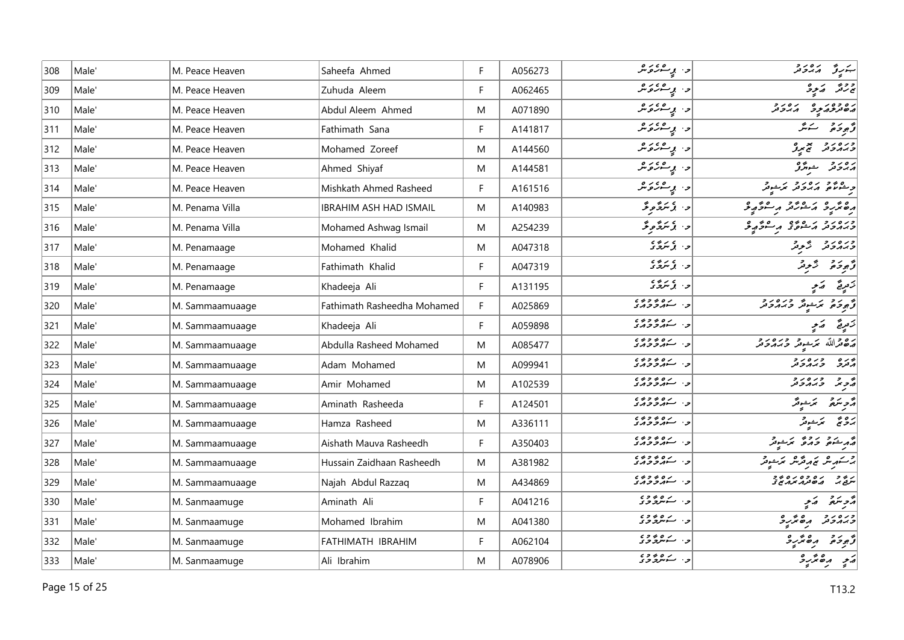| 308 | Male' | M. Peace Heaven | Saheefa Ahmed | F | A056273 | މ. ޕީސްހެވަން | ސަހީފާ އަހުމަދު |
|---|---|---|---|---|---|---|---|
| 309 | Male' | M. Peace Heaven | Zuhuda Aleem | F | A062465 | މ. ޕީސްހެވަން | ޒުހުދާ އަލީމް |
| 310 | Male' | M. Peace Heaven | Abdul Aleem Ahmed | M | A071890 | މ. ޕީސްހެވަން | އަބްދުލްއަލީމް އަހުމަދު |
| 311 | Male' | M. Peace Heaven | Fathimath Sana | F | A141817 | މ. ޕީސްހެވަން | ފާތިމަތު ސަނާ |
| 312 | Male' | M. Peace Heaven | Mohamed Zoreef | M | A144560 | މ. ޕީސްހެވަން | މުހައްމަދު ޒޯރީފް |
| 313 | Male' | M. Peace Heaven | Ahmed Shiyaf | M | A144581 | މ. ޕީސްހެވަން | އަހުމަދު ޝިޔާފް |
| 314 | Male' | M. Peace Heaven | Mishkath Ahmed Rasheed | F | A161516 | މ. ޕީސްހެވަން | މިޝްކާތު އަހުމަދު ރަޝީދު |
| 315 | Male' | M. Penama Villa | IBRAHIM ASH HAD ISMAIL | M | A140983 | މ. ޕެނަމާވިލާ | އިބްރާހީމް އަޝްހަދު އިސްމާޢީލް |
| 316 | Male' | M. Penama Villa | Mohamed Ashwag Ismail | M | A254239 | މ. ޕެނަމާވިލާ | މުހައްމަދު އަޝްވާގު އިސްމާޢީލް |
| 317 | Male' | M. Penamaage | Mohamed Khalid | M | A047318 | މ. ޕެނަމާގެ | މުހައްމަދު ޚާލިދު |
| 318 | Male' | M. Penamaage | Fathimath Khalid | F | A047319 | މ. ޕެނަމާގެ | ފާތިމަތު ޚާލިދު |
| 319 | Male' | M. Penamaage | Khadeeja Ali | F | A131195 | މ. ޕެނަމާގެ | ޚަދީޖާ ޢަލީ |
| 320 | Male' | M. Sammaamuaage | Fathimath Rasheedha Mohamed | F | A025869 | މ. ސައްމާމުއާގެ | ފާތިމަތު ރަޝީދާ މުހައްމަދު |
| 321 | Male' | M. Sammaamuaage | Khadeeja Ali | F | A059898 | މ. ސައްމާމުއާގެ | ޚަދީޖާ ޢަލީ |
| 322 | Male' | M. Sammaamuaage | Abdulla Rasheed Mohamed | M | A085477 | މ. ސައްމާމުއާގެ | އަބްދުﷲ ރަޝީދު މުހައްމަދު |
| 323 | Male' | M. Sammaamuaage | Adam Mohamed | M | A099941 | މ. ސައްމާމުއާގެ | އާދަމް މުހައްމަދު |
| 324 | Male' | M. Sammaamuaage | Amir Mohamed | M | A102539 | މ. ސައްމާމުއާގެ | އާމިރު މުހައްމަދު |
| 325 | Male' | M. Sammaamuaage | Aminath Rasheeda | F | A124501 | މ. ސައްމާމުއާގެ | އާމިނަތު ރަޝީދާ |
| 326 | Male' | M. Sammaamuaage | Hamza Rasheed | M | A336111 | މ. ސައްމާމުއާގެ | ހަމްޒާ ރަޝީދު |
| 327 | Male' | M. Sammaamuaage | Aishath Mauva Rasheedh | F | A350403 | މ. ސައްމާމުއާގެ | އާއިޝަތު މައުވާ ރަޝީދު |
| 328 | Male' | M. Sammaamuaage | Hussain Zaidhaan Rasheedh | M | A381982 | މ. ސައްމާމުއާގެ | ހުސައިން ޒައިދާން ރަޝީދު |
| 329 | Male' | M. Sammaamuaage | Najah Abdul Razzaq | M | A434869 | މ. ސައްމާމުއާގެ | ނަޖާހު އަބްދުއްރައްޒާޤު |
| 330 | Male' | M. Sanmaamuge | Aminath Ali | F | A041216 | މ. ސަންމާމުގެ | އާމިނަތު ޢަލީ |
| 331 | Male' | M. Sanmaamuge | Mohamed Ibrahim | M | A041380 | މ. ސަންމާމުގެ | މުހައްމަދު އިބްރާހީމް |
| 332 | Male' | M. Sanmaamuge | FATHIMATH IBRAHIM | F | A062104 | މ. ސަންމާމުގެ | ފާތިމަތު އިބްރާހީމް |
| 333 | Male' | M. Sanmaamuge | Ali Ibrahim | M | A078906 | މ. ސަންމާމުގެ | ޢަލީ އިބްރާހީމް |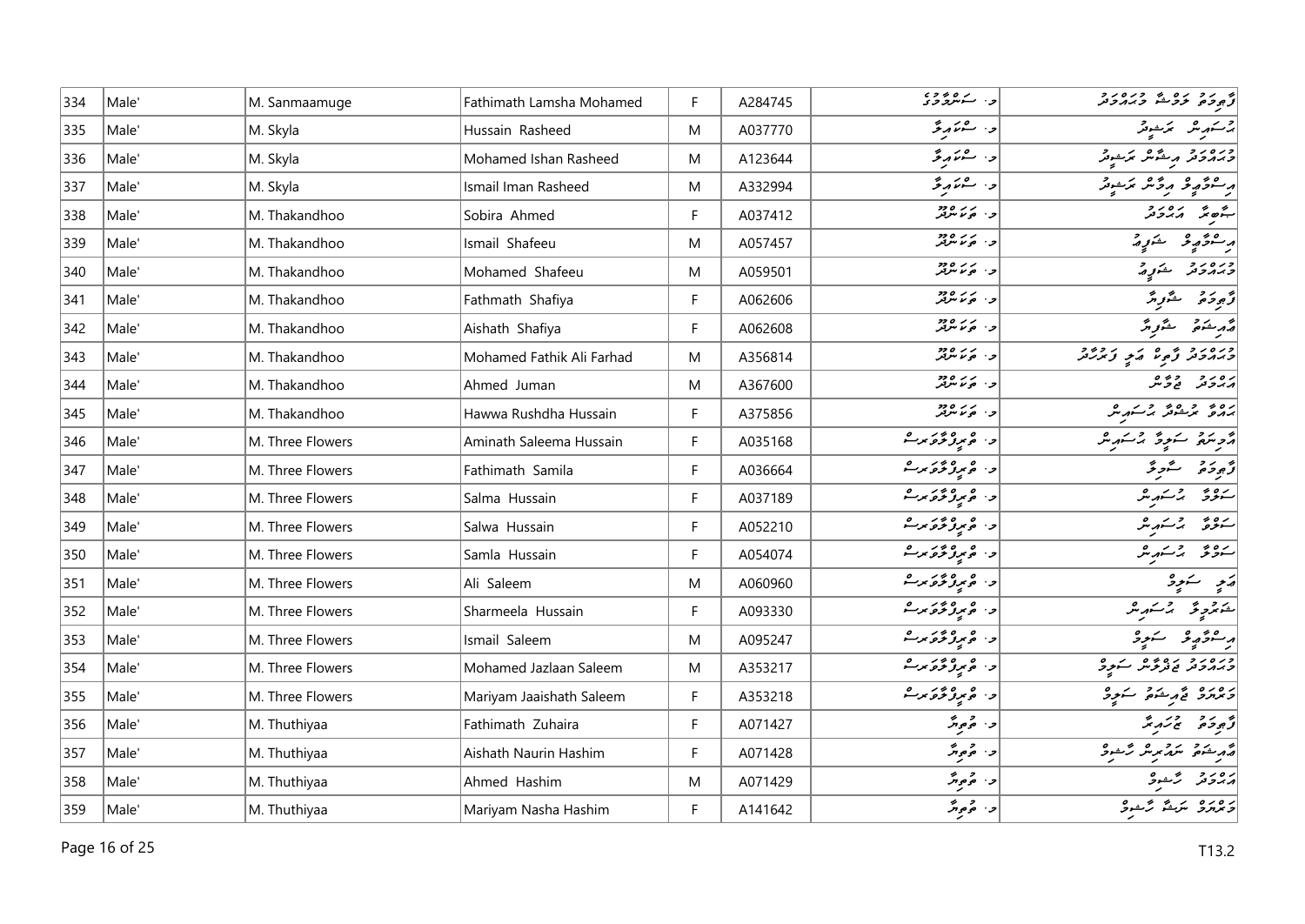| 334 | Male' | M. Sanmaamuge | Fathimath Lamsha Mohamed | F | A284745 | م. سَنْمާމުގެ | ފާތިމަތު ލަމްޝާ މުހައްމަދު |
|---|---|---|---|---|---|---|---|
| 335 | Male' | M. Skyla | Hussain Rasheed | M | A037770 | މ. ސްކައިލާ | ހުސައިން ރަޝީދު |
| 336 | Male' | M. Skyla | Mohamed Ishan Rasheed | M | A123644 | މ. ސްކައިލާ | މުހައްމަދު އިޝާން ރަޝީދު |
| 337 | Male' | M. Skyla | Ismail Iman Rasheed | M | A332994 | މ. ސްކައިލާ | އިސްމާއީލް އިމާން ރަޝީދު |
| 338 | Male' | M. Thakandhoo | Sobira Ahmed | F | A037412 | މ. ތަކަންދޫ | ޞާބިރާ އަޙްމަދު |
| 339 | Male' | M. Thakandhoo | Ismail Shafeeu | M | A057457 | މ. ތަކަންދޫ | އިސްމާއީލް ޝަފީއު |
| 340 | Male' | M. Thakandhoo | Mohamed Shafeeu | M | A059501 | މ. ތަކަންދޫ | މުހައްމަދު ޝަފީއު |
| 341 | Male' | M. Thakandhoo | Fathmath Shafiya | F | A062606 | މ. ތަކަންދޫ | ފާތިމަތު ޝާފިޔާ |
| 342 | Male' | M. Thakandhoo | Aishath Shafiya | F | A062608 | މ. ތަކަންދޫ | އާއިޝަތު ޝާފިޔާ |
| 343 | Male' | M. Thakandhoo | Mohamed Fathik Ali Farhad | M | A356814 | މ. ތަކަންދޫ | މުހައްމަދު ފާތިކް އަލީ ފަރުހާދު |
| 344 | Male' | M. Thakandhoo | Ahmed Juman | M | A367600 | މ. ތަކަންދޫ | އަޙްމަދު ޖުމާން |
| 345 | Male' | M. Thakandhoo | Hawwa Rushdha Hussain | F | A375856 | މ. ތަކަންދޫ | ޙައްވާ ރުޝްދާ ހުސައިން |
| 346 | Male' | M. Three Flowers | Aminath Saleema Hussain | F | A035168 | މ. ތްރީފްލަވަރސް | އާމިނަތު ސަލީމާ ހުސައިން |
| 347 | Male' | M. Three Flowers | Fathimath Samila | F | A036664 | މ. ތްރީފްލަވަރސް | ފާތިމަތު ސާމިލާ |
| 348 | Male' | M. Three Flowers | Salma Hussain | F | A037189 | މ. ތްރީފްލަވަރސް | ސަލްމާ ހުސައިން |
| 349 | Male' | M. Three Flowers | Salwa Hussain | F | A052210 | މ. ތްރީފްލަވަރސް | ސަލްވާ ހުސައިން |
| 350 | Male' | M. Three Flowers | Samla Hussain | F | A054074 | މ. ތްރީފްލަވަރސް | ސަމްލާ ހުސައިން |
| 351 | Male' | M. Three Flowers | Ali Saleem | M | A060960 | މ. ތްރީފްލަވަރސް | އަލީ ސަލީމް |
| 352 | Male' | M. Three Flowers | Sharmeela Hussain | F | A093330 | މ. ތްރީފްލަވަރސް | ޝަރްމީލާ ހުސައިން |
| 353 | Male' | M. Three Flowers | Ismail Saleem | M | A095247 | މ. ތްރީފްލަވަރސް | އިސްމާއީލް ސަލީމް |
| 354 | Male' | M. Three Flowers | Mohamed Jazlaan Saleem | M | A353217 | މ. ތްރީފްލަވަރސް | މުހައްމަދު ޖަޒްލާން ސަލީމް |
| 355 | Male' | M. Three Flowers | Mariyam Jaaishath Saleem | F | A353218 | މ. ތްރީފްލަވަރސް | މަރްޔަމް ޖާއިޝަތު ސަލީމް |
| 356 | Male' | M. Thuthiyaa | Fathimath Zuhaira | F | A071427 | މ. ތުތިޔާ | ފާތިމަތު ޒުހައިރާ |
| 357 | Male' | M. Thuthiyaa | Aishath Naurin Hashim | F | A071428 | މ. ތުތިޔާ | އާއިޝަތު ނައުރީން ހާޝިމް |
| 358 | Male' | M. Thuthiyaa | Ahmed Hashim | M | A071429 | މ. ތުތިޔާ | އަޙްމަދު ހާޝިމް |
| 359 | Male' | M. Thuthiyaa | Mariyam Nasha Hashim | F | A141642 | މ. ތުތިޔާ | މަރްޔަމް ނަޝާ ހާޝިމް |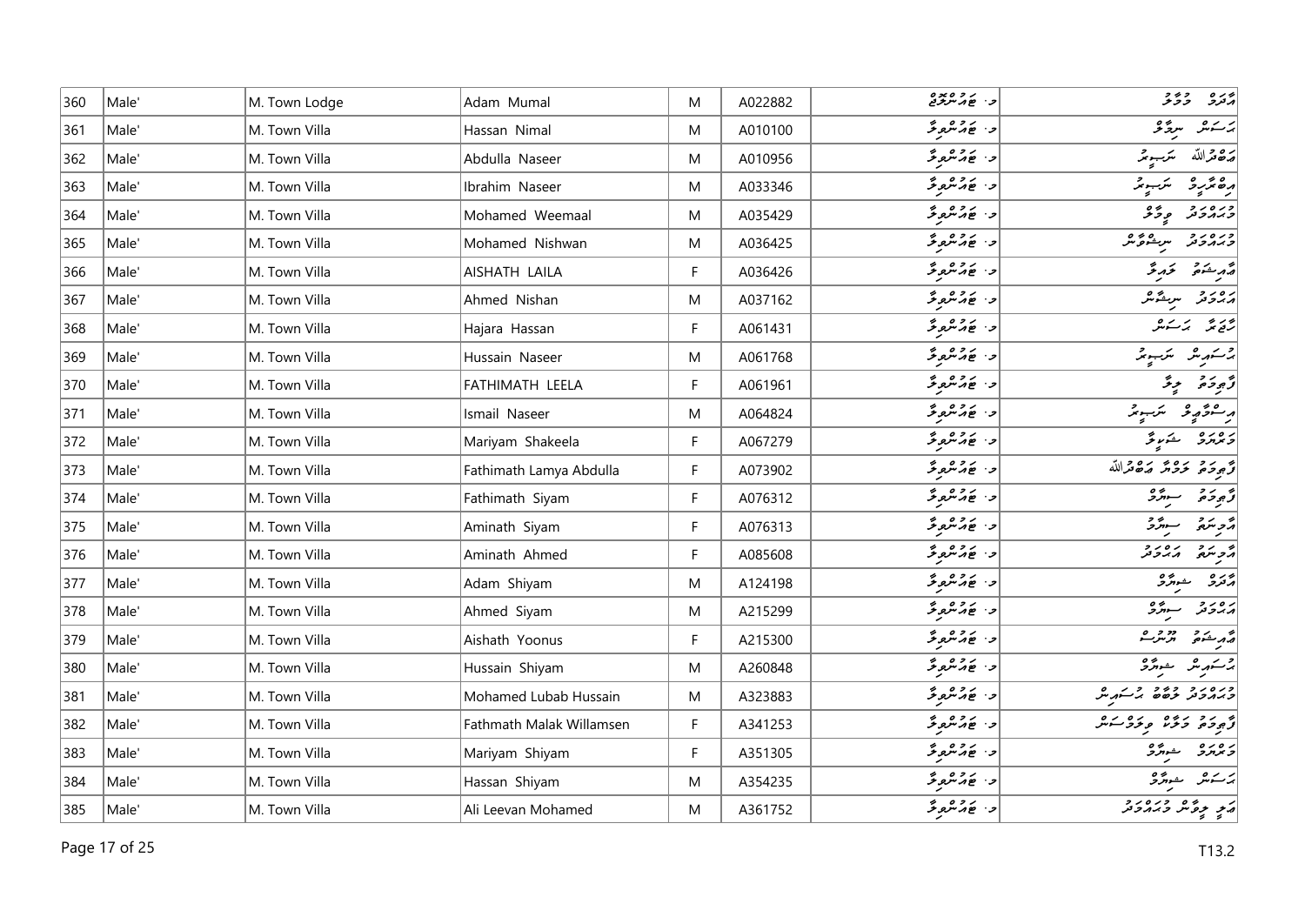| 360 | Male' | M. Town Lodge | Adam Mumal | M | A022882 | މ. ޓައުންލޮޖް | އާދަމް މުމާލް |
|---|---|---|---|---|---|---|---|
| 361 | Male' | M. Town Villa | Hassan Nimal | M | A010100 | މ. ޓައުންވިލާ | ހަސަން ނިމާލް |
| 362 | Male' | M. Town Villa | Abdulla Naseer | M | A010956 | މ. ޓައުންވިލާ | އަބްދުﷲ ނަސީރު |
| 363 | Male' | M. Town Villa | Ibrahim Naseer | M | A033346 | މ. ޓައުންވިލާ | އިބްރާހީމް ނަސީރު |
| 364 | Male' | M. Town Villa | Mohamed Weemaal | M | A035429 | މ. ޓައުންވިލާ | މުޙައްމަދު ވީމާލް |
| 365 | Male' | M. Town Villa | Mohamed Nishwan | M | A036425 | މ. ޓައުންވިލާ | މުޙައްމަދު ނިޝްވާން |
| 366 | Male' | M. Town Villa | AISHATH LAILA | F | A036426 | މ. ޓައުންވިލާ | އައިޝަތު ލައިލާ |
| 367 | Male' | M. Town Villa | Ahmed Nishan | M | A037162 | މ. ޓައުންވިލާ | އަޙްމަދު ނިޝާން |
| 368 | Male' | M. Town Villa | Hajara Hassan | F | A061431 | މ. ޓައުންވިލާ | ހާޖަރާ ހަސަން |
| 369 | Male' | M. Town Villa | Hussain Naseer | M | A061768 | މ. ޓައުންވިލާ | ޙުސައިން ނަސީރު |
| 370 | Male' | M. Town Villa | FATHIMATH LEELA | F | A061961 | މ. ޓައުންވިލާ | ފާތިމަތު ލީލާ |
| 371 | Male' | M. Town Villa | Ismail Naseer | M | A064824 | މ. ޓައުންވިލާ | އިސްމާއީލް ނަސީރު |
| 372 | Male' | M. Town Villa | Mariyam Shakeela | F | A067279 | މ. ޓައުންވިލާ | މަރިޔަމް ޝަކީލާ |
| 373 | Male' | M. Town Villa | Fathimath Lamya Abdulla | F | A073902 | މ. ޓައުންވިލާ | ފާތިމަތު ލަމްޔާ އަބްދުﷲ |
| 374 | Male' | M. Town Villa | Fathimath Siyam | F | A076312 | މ. ޓައުންވިލާ | ފާތިމަތު ސިޔާމް |
| 375 | Male' | M. Town Villa | Aminath Siyam | F | A076313 | މ. ޓައުންވިލާ | އާމިނަތު ސިޔާމް |
| 376 | Male' | M. Town Villa | Aminath Ahmed | F | A085608 | މ. ޓައުންވިލާ | އާމިނަތު އަޙްމަދު |
| 377 | Male' | M. Town Villa | Adam Shiyam | M | A124198 | މ. ޓައުންވިލާ | އާދަމް ޝިޔާމް |
| 378 | Male' | M. Town Villa | Ahmed Siyam | M | A215299 | މ. ޓައުންވިލާ | އަޙްމަދު ސިޔާމް |
| 379 | Male' | M. Town Villa | Aishath Yoonus | F | A215300 | މ. ޓައުންވިލާ | އައިޝަތު ޔޫނުސް |
| 380 | Male' | M. Town Villa | Hussain Shiyam | M | A260848 | މ. ޓައުންވިލާ | ޙުސައިން ޝިޔާމް |
| 381 | Male' | M. Town Villa | Mohamed Lubab Hussain | M | A323883 | މ. ޓައުންވިލާ | މުޙައްމަދު ލުބާބް ޙުސައިން |
| 382 | Male' | M. Town Villa | Fathmath Malak Willamsen | F | A341253 | މ. ޓައުންވިލާ | ފާތިމަތު މަލަކް ވިލަމްސަން |
| 383 | Male' | M. Town Villa | Mariyam Shiyam | F | A351305 | މ. ޓައުންވިލާ | މަރިޔަމް ޝިޔާމް |
| 384 | Male' | M. Town Villa | Hassan Shiyam | M | A354235 | މ. ޓައުންވިލާ | ހަސަން ޝިޔާމް |
| 385 | Male' | M. Town Villa | Ali Leevan Mohamed | M | A361752 | މ. ޓައުންވިލާ | އަލި ލީވާން މުޙައްމަދު |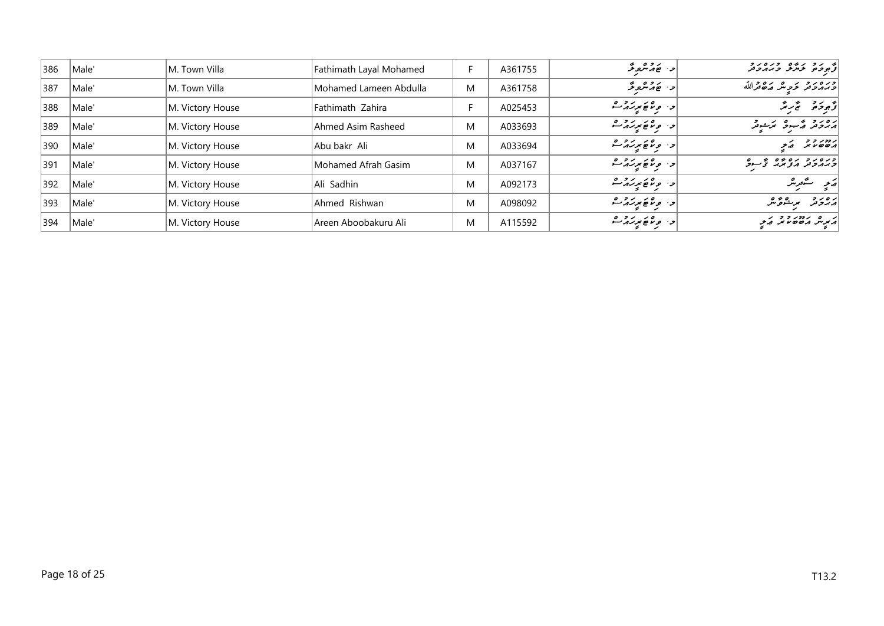| 386 | Male' | M. Town Villa | Fathimath Layal Mohamed | F | A361755 | މ. ޓައުންވިލާ | ފާތިމަތު ލަޔާލް މުޙައްމަދު |
|---|---|---|---|---|---|---|---|
| 387 | Male' | M. Town Villa | Mohamed Lameen Abdulla | M | A361758 | މ. ޓައުންވިލާ | މުޙައްމަދު ލަމީން އަބްދުﷲ |
| 388 | Male' | M. Victory House | Fathimath Zahira | F | A025453 | މ. ވިކްޓަރީހައުސް | ފާތިމަތު ޒާހިރާ |
| 389 | Male' | M. Victory House | Ahmed Asim Rasheed | M | A033693 | މ. ވިކްޓަރީހައުސް | އަޙްމަދު އާސިމް ރަޝީދު |
| 390 | Male' | M. Victory House | Abu bakr Ali | M | A033694 | މ. ވިކްޓަރީހައުސް | އަބޫބަކުރު އަލި |
| 391 | Male' | M. Victory House | Mohamed Afrah Gasim | M | A037167 | މ. ވިކްޓަރީހައުސް | މުޙައްމަދު އަފްރާހު ގާސިމް |
| 392 | Male' | M. Victory House | Ali Sadhin | M | A092173 | މ. ވިކްޓަރީހައުސް | އަލި ސާދިން |
| 393 | Male' | M. Victory House | Ahmed Rishwan | M | A098092 | މ. ވިކްޓަރީހައުސް | އަޙްމަދު ރިޝްވާން |
| 394 | Male' | M. Victory House | Areen Aboobakuru Ali | M | A115592 | މ. ވިކްޓަރީހައުސް | އަރީން އަބޫބަކުރު އަލި |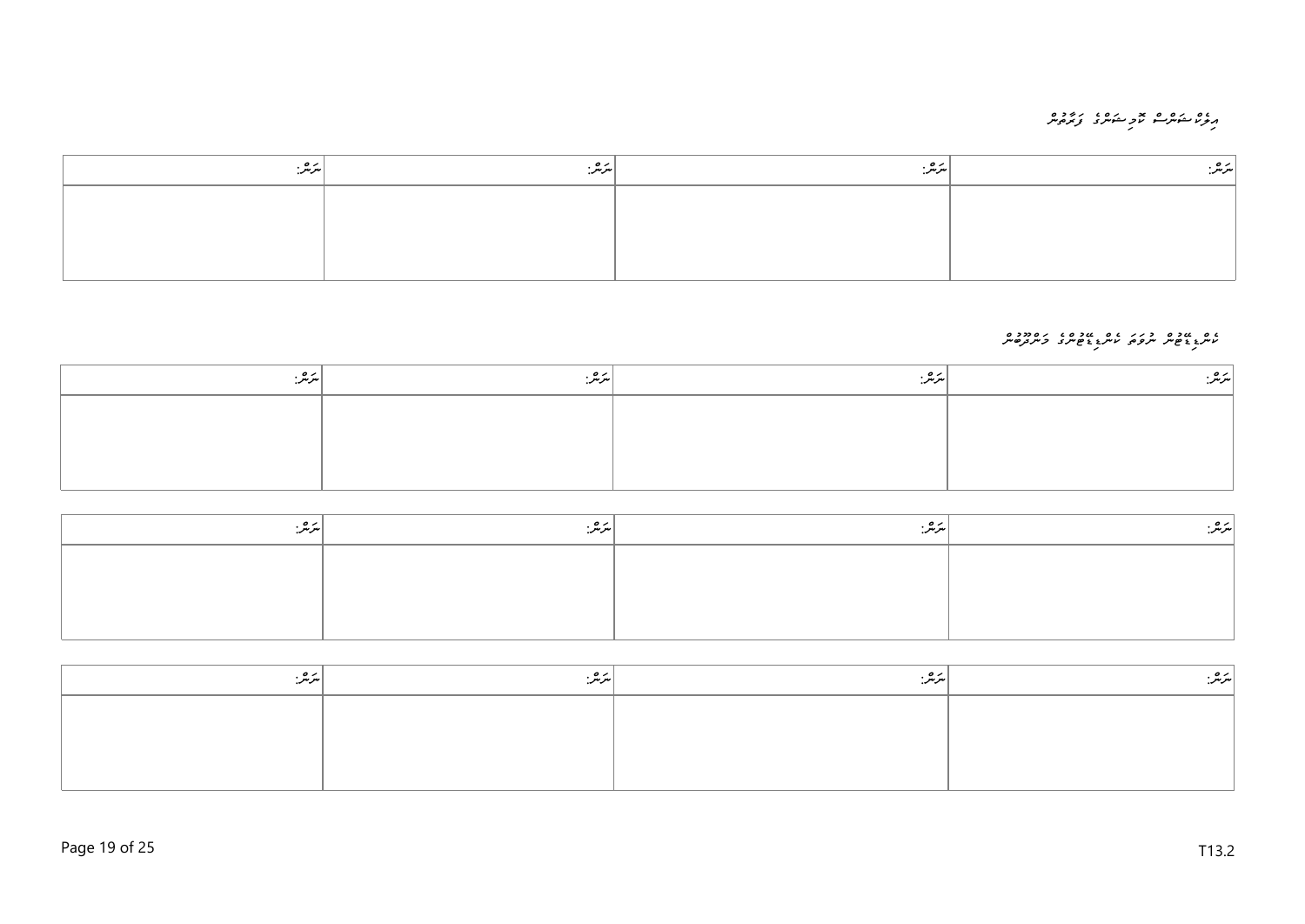# އިޖުތިމާޢީ ކޮމިޓީ

| ނަން: | ނަން: | ނަން: | ނަން: |
|---|---|---|---|
| | | | |

## ކުންފުނީގެ ހުސްވަނީ ކުރިމަތިލާ ފަރާތްތައް

| ނަން: | ނަން: | ނަން: | ނަން: |
|---|---|---|---|
| | | | |

| ނަން: | ނަން: | ނަން: | ނަން: |
|---|---|---|---|
| | | | |

| ނަން: | ނަން: | ނަން: | ނަން: |
|---|---|---|---|
| | | | |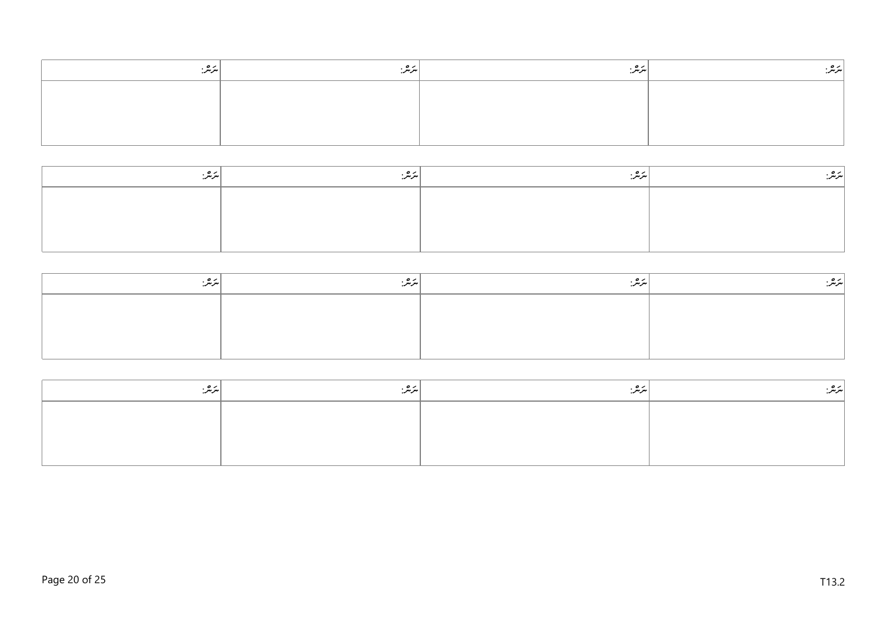| ނަރުދ: | ނަރުދ: | ނަރުދ: | ނަރުދ: |
|---|---|---|---|
| | | | |

| ނަރުދ: | ނަރުދ: | ނަރުދ: | ނަރުދ: |
|---|---|---|---|
| | | | |

| ނަރުދ: | ނަރުދ: | ނަރުދ: | ނަރުދ: |
|---|---|---|---|
| | | | |

| ނަރުދ: | ނަރުދ: | ނަރުދ: | ނަރުދ: |
|---|---|---|---|
| | | | |

T13.2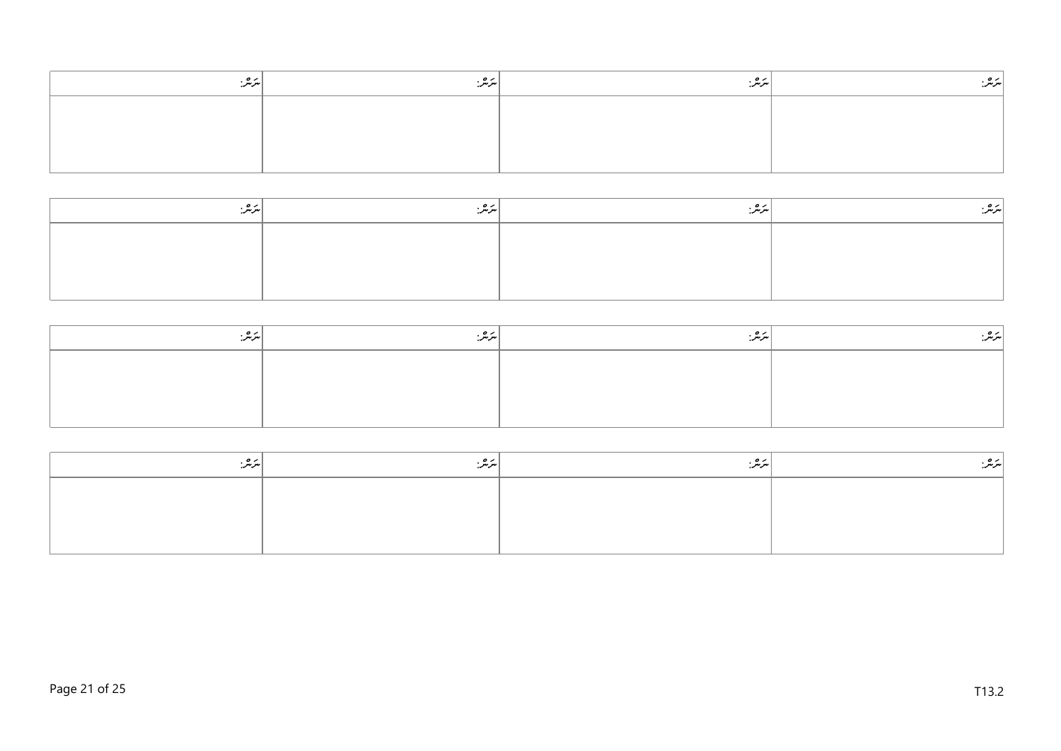| ނަރުދ: | ނަރުދ: | ނަރުދ: | ނަރުދ: |
| --- | --- | --- | --- |
| | | | |

| ނަރުދ: | ނަރުދ: | ނަރުދ: | ނަރުދ: |
| --- | --- | --- | --- |
| | | | |

| ނަރުދ: | ނަރުދ: | ނަރުދ: | ނަރުދ: |
| --- | --- | --- | --- |
| | | | |

| ނަރުދ: | ނަރުދ: | ނަރުދ: | ނަރުދ: |
| --- | --- | --- | --- |
| | | | |

T13.2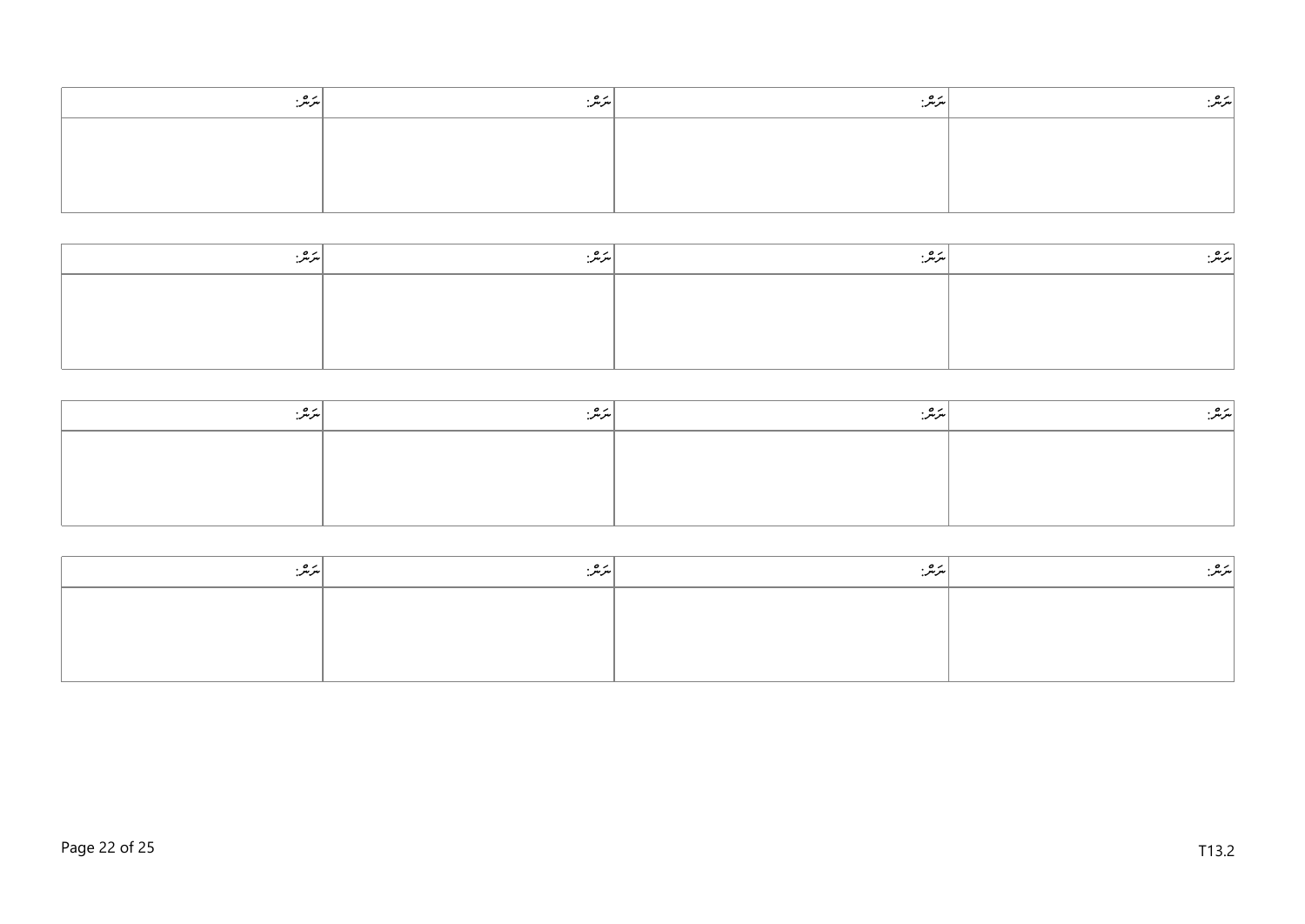| ނަންބަރު: | ނަންބަރު: | ނަންބަރު: | ނަންބަރު: |
|---|---|---|---|
| | | | |

| ނަންބަރު: | ނަންބަރު: | ނަންބަރު: | ނަންބަރު: |
|---|---|---|---|
| | | | |

| ނަންބަރު: | ނަންބަރު: | ނަންބަރު: | ނަންބަރު: |
|---|---|---|---|
| | | | |

| ނަންބަރު: | ނަންބަރު: | ނަންބަރު: | ނަންބަރު: |
|---|---|---|---|
| | | | |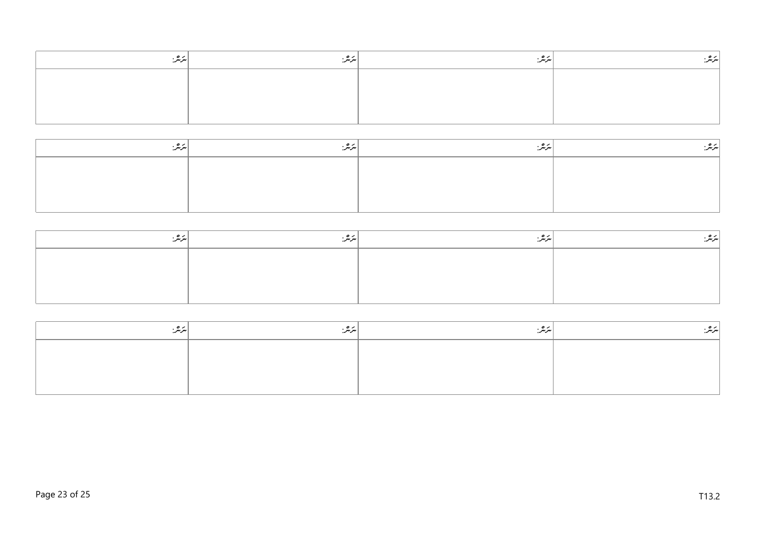| ނަރަ: | ނަރަ: | ނަރަ: | ނަރަ: |
| --- | --- | --- | --- |
| | | | |

| ނަރަ: | ނަރަ: | ނަރަ: | ނަރަ: |
| --- | --- | --- | --- |
| | | | |

| ނަރަ: | ނަރަ: | ނަރަ: | ނަރަ: |
| --- | --- | --- | --- |
| | | | |

| ނަރަ: | ނަރަ: | ނަރަ: | ނަރަ: |
| --- | --- | --- | --- |
| | | | |

T13.2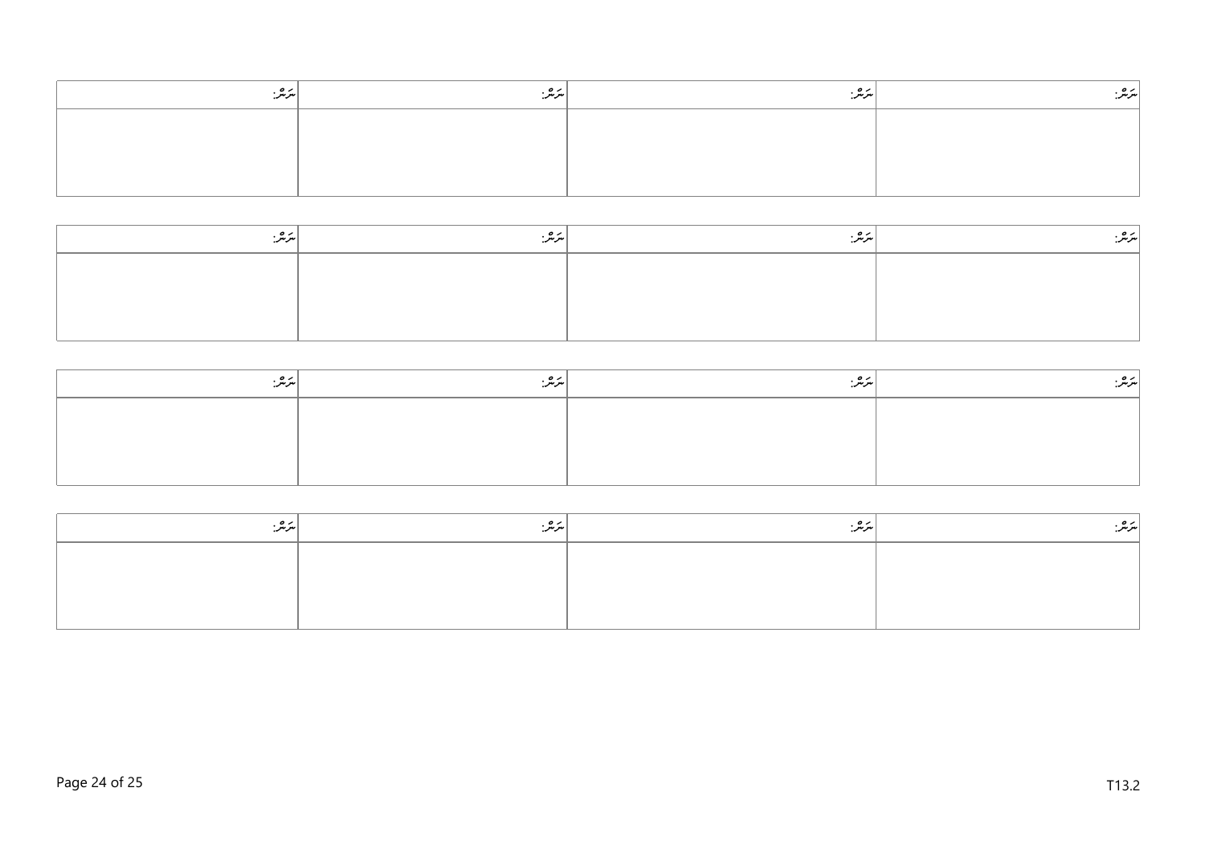| ނަރަދު: | ނަރަދު: | ނަރަދު: | ނަރަދު: |
|---|---|---|---|
| | | | |

| ނަރަދު: | ނަރަދު: | ނަރަދު: | ނަރަދު: |
|---|---|---|---|
| | | | |

| ނަރަދު: | ނަރަދު: | ނަރަދު: | ނަރަދު: |
|---|---|---|---|
| | | | |

| ނަރަދު: | ނަރަދު: | ނަރަދު: | ނަރަދު: |
|---|---|---|---|
| | | | |

T13.2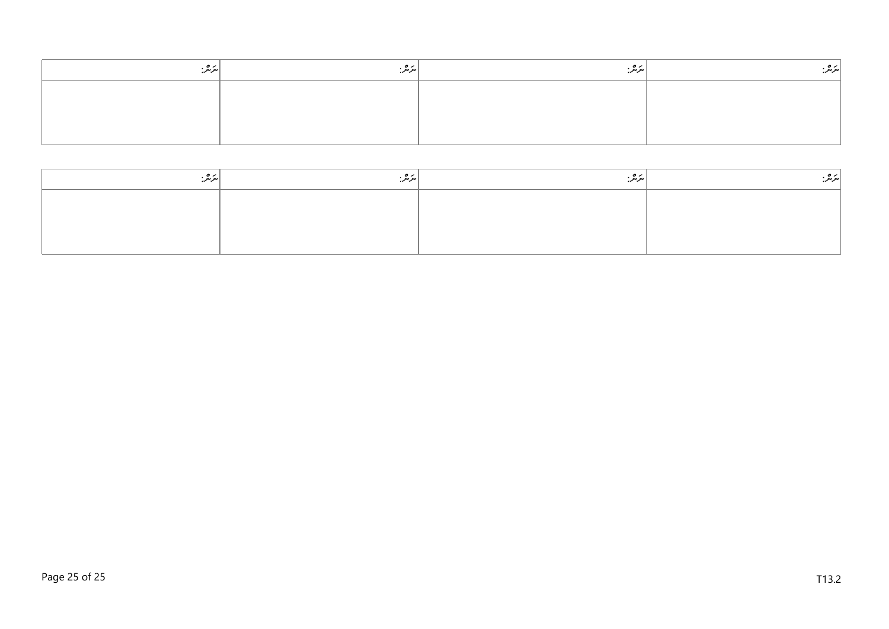| ނަރުދ: | ނަރުދ: | ނަރުދ: | ނަރުދ: |
|---|---|---|---|
| | | | |

| ނަރުދ: | ނަރުދ: | ނަރުދ: | ނަރުދ: |
|---|---|---|---|
| | | | |